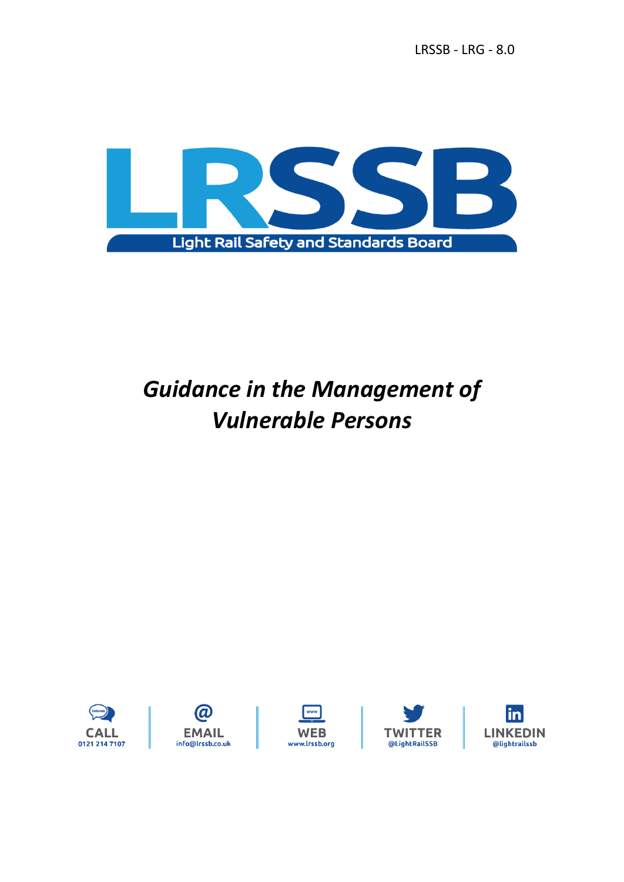LRSSB - LRG - 8.0

LRSSB

Light Rail Safety and Standards Board

# *Guidance in the Management of Vulnerable Persons*

CALL
0121 214 7107

EMAIL
info@lrssb.co.uk

WEB
www.lrssb.org

TWITTER
@LightRailSSB

LINKEDIN
@lightrailssb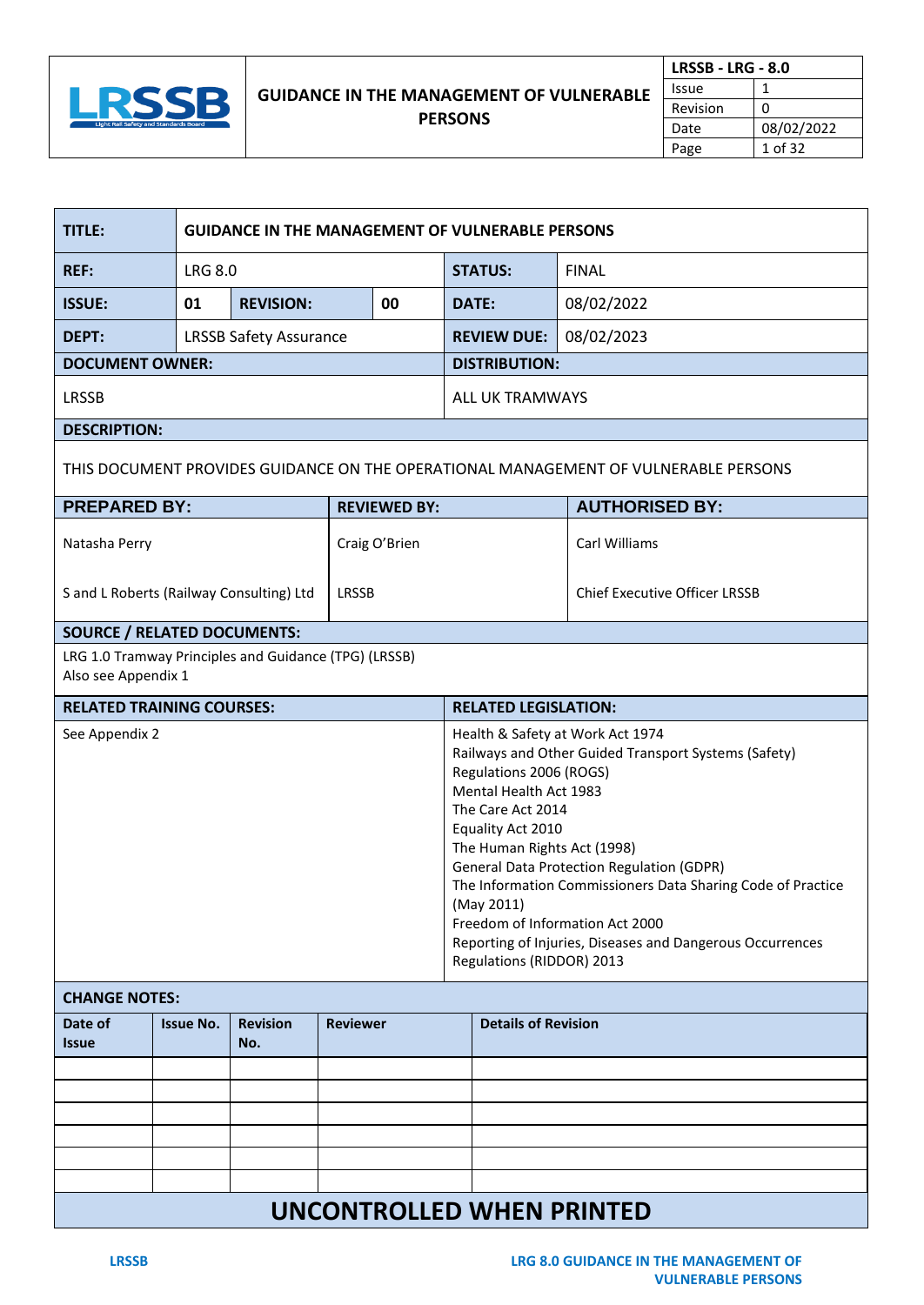| TITLE: | GUIDANCE IN THE MANAGEMENT OF VULNERABLE PERSONS | | | | |
|---|---|---|---|---|---|
| **REF:** | LRG 8.0 | | | **STATUS:** | FINAL |
| **ISSUE:** | 01 | **REVISION:** | 00 | **DATE:** | 08/02/2022 |
| **DEPT:** | LRSSB Safety Assurance | | | **REVIEW DUE:** | 08/02/2023 |

| DOCUMENT OWNER: | DISTRIBUTION: |
|---|---|
| LRSSB | ALL UK TRAMWAYS |

**DESCRIPTION:**

THIS DOCUMENT PROVIDES GUIDANCE ON THE OPERATIONAL MANAGEMENT OF VULNERABLE PERSONS

| PREPARED BY: | REVIEWED BY: | AUTHORISED BY: |
|---|---|---|
| Natasha Perry<br><br>S and L Roberts (Railway Consulting) Ltd | Craig O'Brien<br><br>LRSSB | Carl Williams<br><br>Chief Executive Officer LRSSB |

**SOURCE / RELATED DOCUMENTS:**

LRG 1.0 Tramway Principles and Guidance (TPG) (LRSSB)
Also see Appendix 1

| RELATED TRAINING COURSES: | RELATED LEGISLATION: |
|---|---|
| See Appendix 2 | Health & Safety at Work Act 1974<br>Railways and Other Guided Transport Systems (Safety) Regulations 2006 (ROGS)<br>Mental Health Act 1983<br>The Care Act 2014<br>Equality Act 2010<br>The Human Rights Act (1998)<br>General Data Protection Regulation (GDPR)<br>The Information Commissioners Data Sharing Code of Practice (May 2011)<br>Freedom of Information Act 2000<br>Reporting of Injuries, Diseases and Dangerous Occurrences Regulations (RIDDOR) 2013 |

**CHANGE NOTES:**

| Date of Issue | Issue No. | Revision No. | Reviewer | Details of Revision |
|---|---|---|---|---|
| | | | | |
| | | | | |
| | | | | |
| | | | | |
| | | | | |
| | | | | |

**UNCONTROLLED WHEN PRINTED**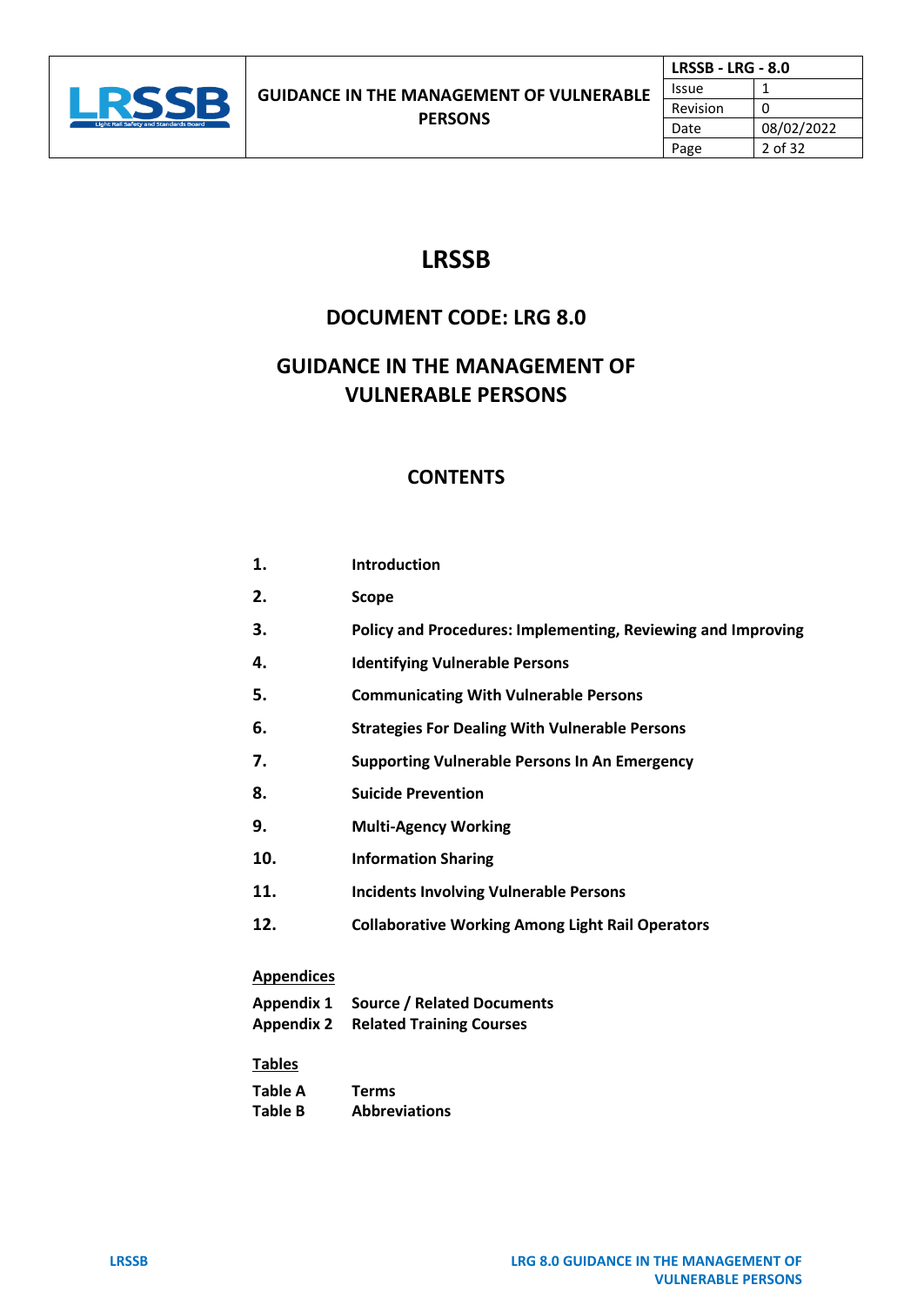# LRSSB

## DOCUMENT CODE: LRG 8.0

## GUIDANCE IN THE MANAGEMENT OF VULNERABLE PERSONS

## CONTENTS

**1.** **Introduction**

**2.** **Scope**

**3.** **Policy and Procedures: Implementing, Reviewing and Improving**

**4.** **Identifying Vulnerable Persons**

**5.** **Communicating With Vulnerable Persons**

**6.** **Strategies For Dealing With Vulnerable Persons**

**7.** **Supporting Vulnerable Persons In An Emergency**

**8.** **Suicide Prevention**

**9.** **Multi-Agency Working**

**10.** **Information Sharing**

**11.** **Incidents Involving Vulnerable Persons**

**12.** **Collaborative Working Among Light Rail Operators**

**Appendices**

**Appendix 1** **Source / Related Documents**

**Appendix 2** **Related Training Courses**

**Tables**

**Table A** **Terms**

**Table B** **Abbreviations**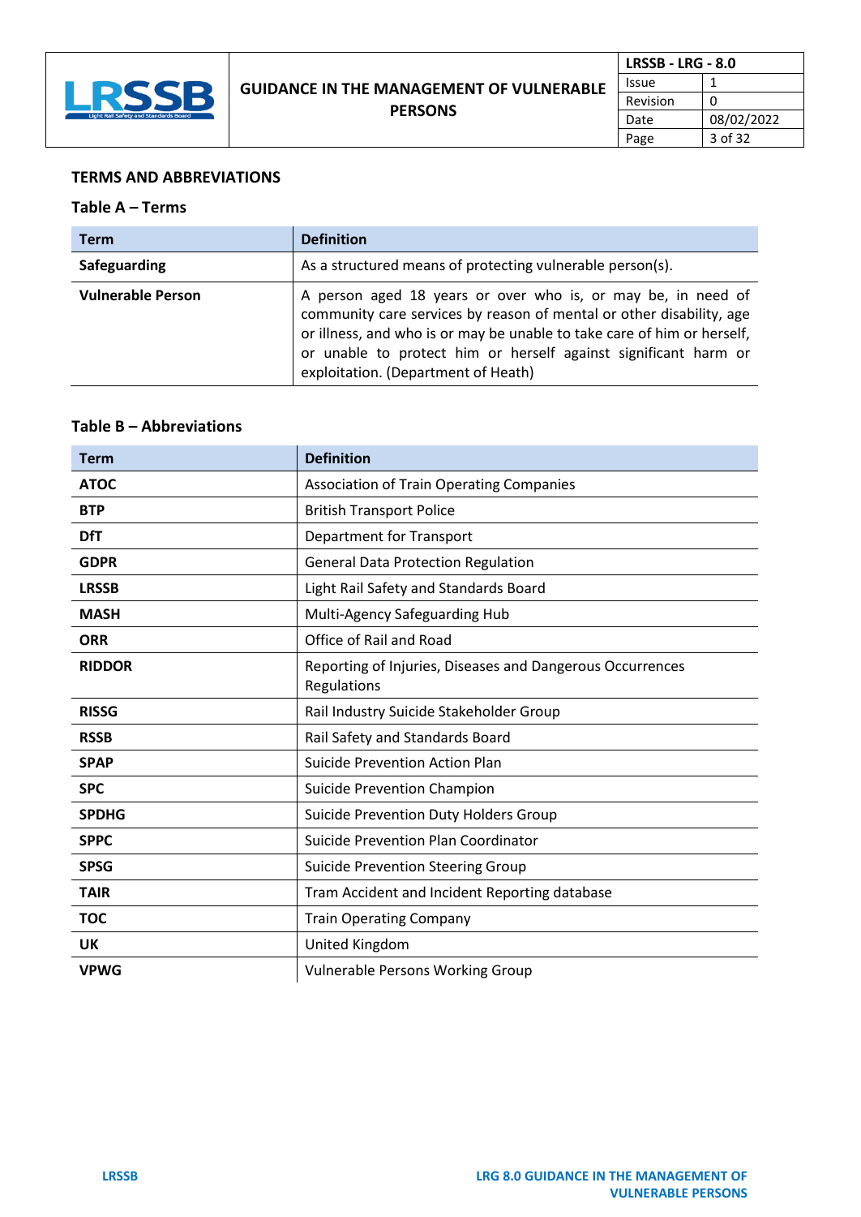## TERMS AND ABBREVIATIONS

### Table A – Terms

| Term | Definition |
|---|---|
| **Safeguarding** | As a structured means of protecting vulnerable person(s). |
| **Vulnerable Person** | A person aged 18 years or over who is, or may be, in need of community care services by reason of mental or other disability, age or illness, and who is or may be unable to take care of him or herself, or unable to protect him or herself against significant harm or exploitation. (Department of Heath) |

### Table B – Abbreviations

| Term | Definition |
|---|---|
| **ATOC** | Association of Train Operating Companies |
| **BTP** | British Transport Police |
| **DfT** | Department for Transport |
| **GDPR** | General Data Protection Regulation |
| **LRSSB** | Light Rail Safety and Standards Board |
| **MASH** | Multi-Agency Safeguarding Hub |
| **ORR** | Office of Rail and Road |
| **RIDDOR** | Reporting of Injuries, Diseases and Dangerous Occurrences Regulations |
| **RISSG** | Rail Industry Suicide Stakeholder Group |
| **RSSB** | Rail Safety and Standards Board |
| **SPAP** | Suicide Prevention Action Plan |
| **SPC** | Suicide Prevention Champion |
| **SPDHG** | Suicide Prevention Duty Holders Group |
| **SPPC** | Suicide Prevention Plan Coordinator |
| **SPSG** | Suicide Prevention Steering Group |
| **TAIR** | Tram Accident and Incident Reporting database |
| **TOC** | Train Operating Company |
| **UK** | United Kingdom |
| **VPWG** | Vulnerable Persons Working Group |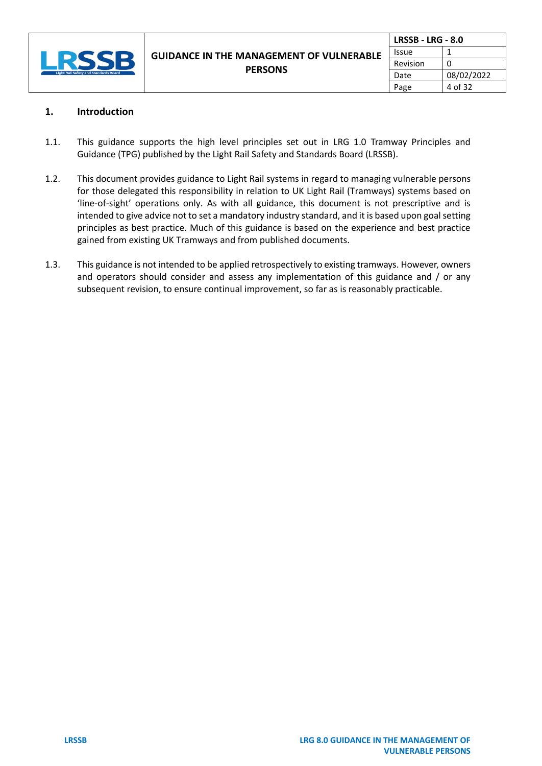## 1. Introduction

1.1. This guidance supports the high level principles set out in LRG 1.0 Tramway Principles and Guidance (TPG) published by the Light Rail Safety and Standards Board (LRSSB).

1.2. This document provides guidance to Light Rail systems in regard to managing vulnerable persons for those delegated this responsibility in relation to UK Light Rail (Tramways) systems based on 'line-of-sight' operations only. As with all guidance, this document is not prescriptive and is intended to give advice not to set a mandatory industry standard, and it is based upon goal setting principles as best practice. Much of this guidance is based on the experience and best practice gained from existing UK Tramways and from published documents.

1.3. This guidance is not intended to be applied retrospectively to existing tramways. However, owners and operators should consider and assess any implementation of this guidance and / or any subsequent revision, to ensure continual improvement, so far as is reasonably practicable.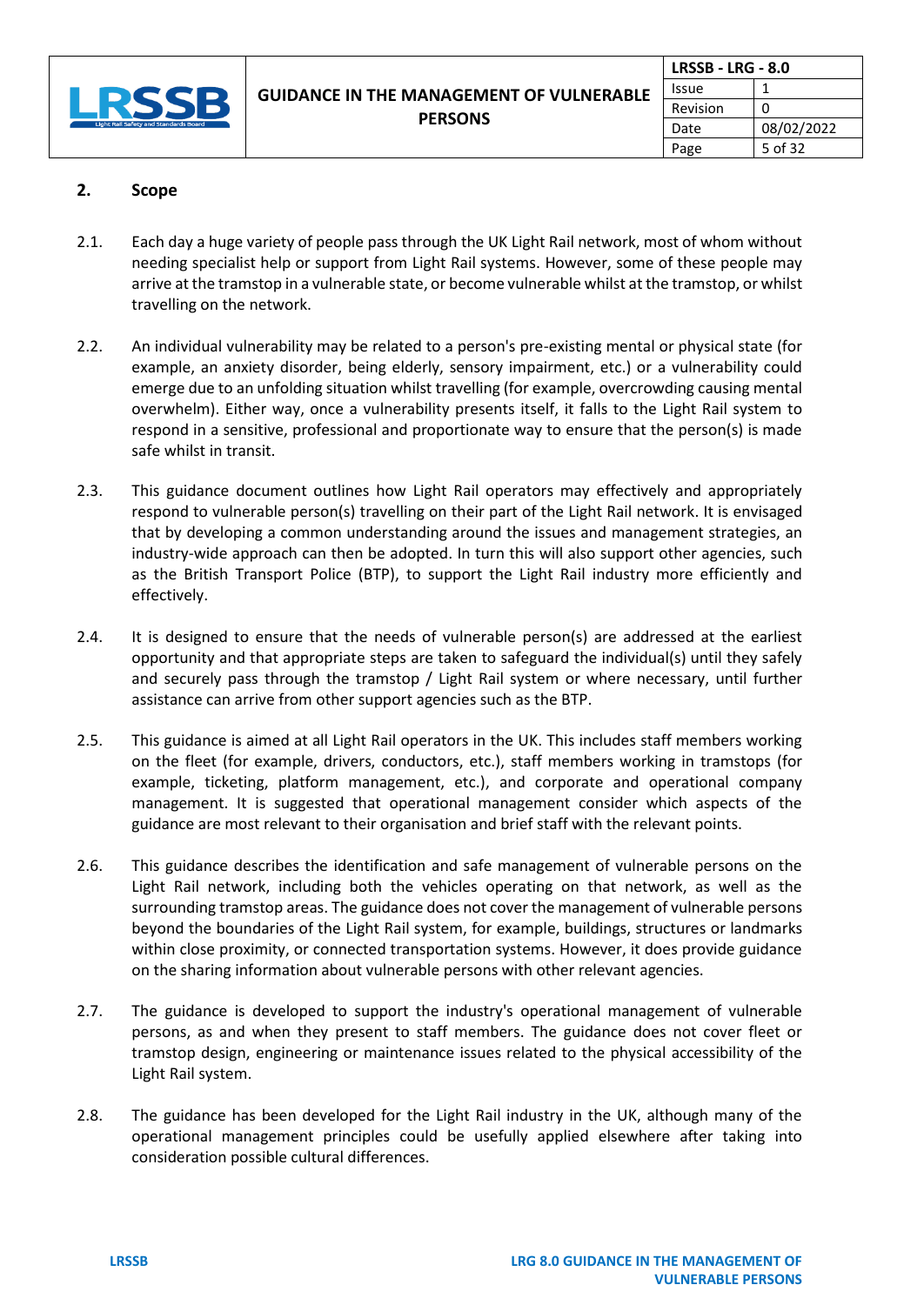## 2. Scope

2.1. Each day a huge variety of people pass through the UK Light Rail network, most of whom without needing specialist help or support from Light Rail systems. However, some of these people may arrive at the tramstop in a vulnerable state, or become vulnerable whilst at the tramstop, or whilst travelling on the network.

2.2. An individual vulnerability may be related to a person's pre-existing mental or physical state (for example, an anxiety disorder, being elderly, sensory impairment, etc.) or a vulnerability could emerge due to an unfolding situation whilst travelling (for example, overcrowding causing mental overwhelm). Either way, once a vulnerability presents itself, it falls to the Light Rail system to respond in a sensitive, professional and proportionate way to ensure that the person(s) is made safe whilst in transit.

2.3. This guidance document outlines how Light Rail operators may effectively and appropriately respond to vulnerable person(s) travelling on their part of the Light Rail network. It is envisaged that by developing a common understanding around the issues and management strategies, an industry-wide approach can then be adopted. In turn this will also support other agencies, such as the British Transport Police (BTP), to support the Light Rail industry more efficiently and effectively.

2.4. It is designed to ensure that the needs of vulnerable person(s) are addressed at the earliest opportunity and that appropriate steps are taken to safeguard the individual(s) until they safely and securely pass through the tramstop / Light Rail system or where necessary, until further assistance can arrive from other support agencies such as the BTP.

2.5. This guidance is aimed at all Light Rail operators in the UK. This includes staff members working on the fleet (for example, drivers, conductors, etc.), staff members working in tramstops (for example, ticketing, platform management, etc.), and corporate and operational company management. It is suggested that operational management consider which aspects of the guidance are most relevant to their organisation and brief staff with the relevant points.

2.6. This guidance describes the identification and safe management of vulnerable persons on the Light Rail network, including both the vehicles operating on that network, as well as the surrounding tramstop areas. The guidance does not cover the management of vulnerable persons beyond the boundaries of the Light Rail system, for example, buildings, structures or landmarks within close proximity, or connected transportation systems. However, it does provide guidance on the sharing information about vulnerable persons with other relevant agencies.

2.7. The guidance is developed to support the industry's operational management of vulnerable persons, as and when they present to staff members. The guidance does not cover fleet or tramstop design, engineering or maintenance issues related to the physical accessibility of the Light Rail system.

2.8. The guidance has been developed for the Light Rail industry in the UK, although many of the operational management principles could be usefully applied elsewhere after taking into consideration possible cultural differences.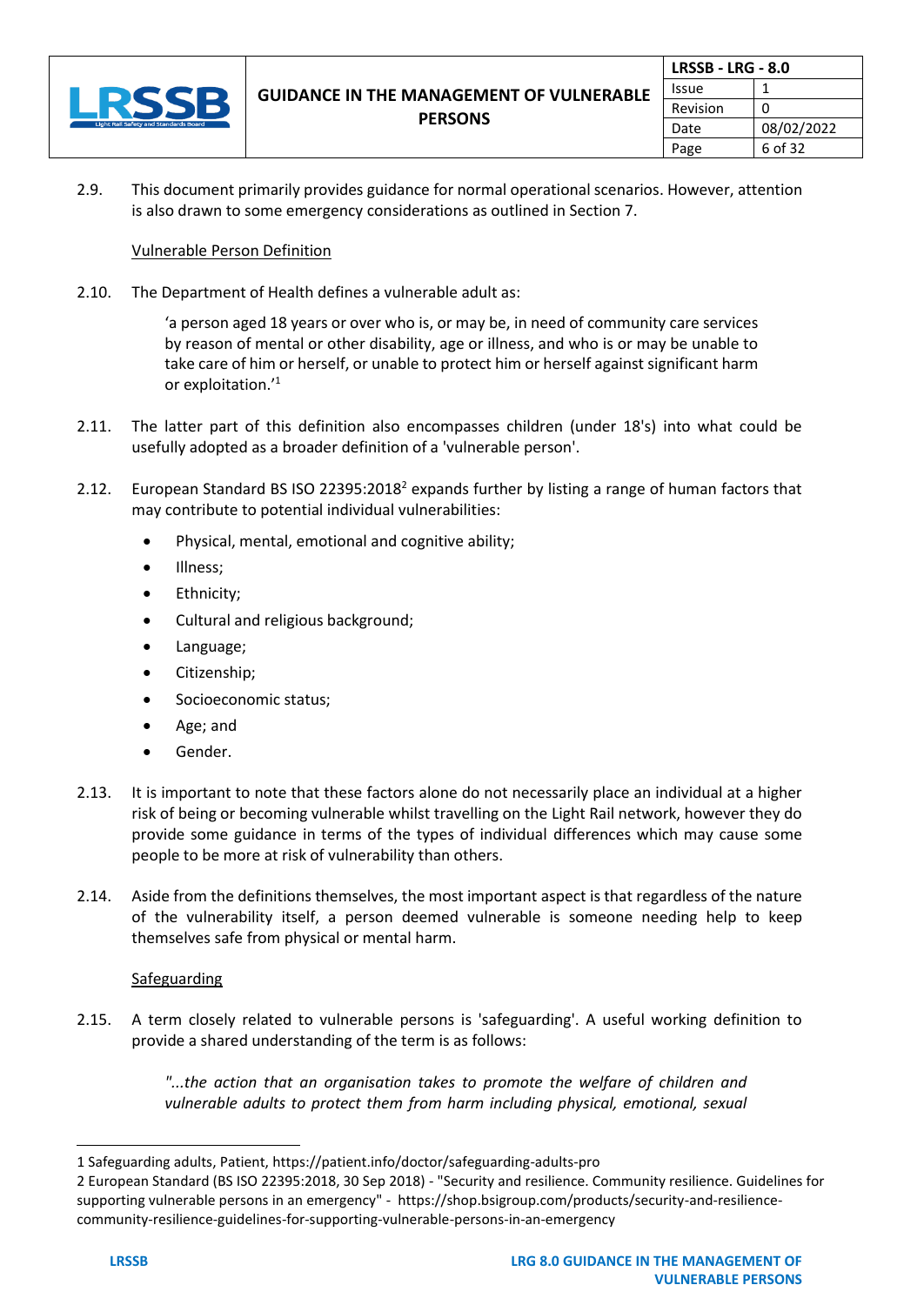2.9. This document primarily provides guidance for normal operational scenarios. However, attention is also drawn to some emergency considerations as outlined in Section 7.

Vulnerable Person Definition

2.10. The Department of Health defines a vulnerable adult as:

> 'a person aged 18 years or over who is, or may be, in need of community care services by reason of mental or other disability, age or illness, and who is or may be unable to take care of him or herself, or unable to protect him or herself against significant harm or exploitation.'[1]

2.11. The latter part of this definition also encompasses children (under 18's) into what could be usefully adopted as a broader definition of a 'vulnerable person'.

2.12. European Standard BS ISO 22395:2018[2] expands further by listing a range of human factors that may contribute to potential individual vulnerabilities:

- Physical, mental, emotional and cognitive ability;
- Illness;
- Ethnicity;
- Cultural and religious background;
- Language;
- Citizenship;
- Socioeconomic status;
- Age; and
- Gender.

2.13. It is important to note that these factors alone do not necessarily place an individual at a higher risk of being or becoming vulnerable whilst travelling on the Light Rail network, however they do provide some guidance in terms of the types of individual differences which may cause some people to be more at risk of vulnerability than others.

2.14. Aside from the definitions themselves, the most important aspect is that regardless of the nature of the vulnerability itself, a person deemed vulnerable is someone needing help to keep themselves safe from physical or mental harm.

Safeguarding

2.15. A term closely related to vulnerable persons is 'safeguarding'. A useful working definition to provide a shared understanding of the term is as follows:

> *"...the action that an organisation takes to promote the welfare of children and vulnerable adults to protect them from harm including physical, emotional, sexual*

---

1 Safeguarding adults, Patient, https://patient.info/doctor/safeguarding-adults-pro

2 European Standard (BS ISO 22395:2018, 30 Sep 2018) - "Security and resilience. Community resilience. Guidelines for supporting vulnerable persons in an emergency" - https://shop.bsigroup.com/products/security-and-resilience-community-resilience-guidelines-for-supporting-vulnerable-persons-in-an-emergency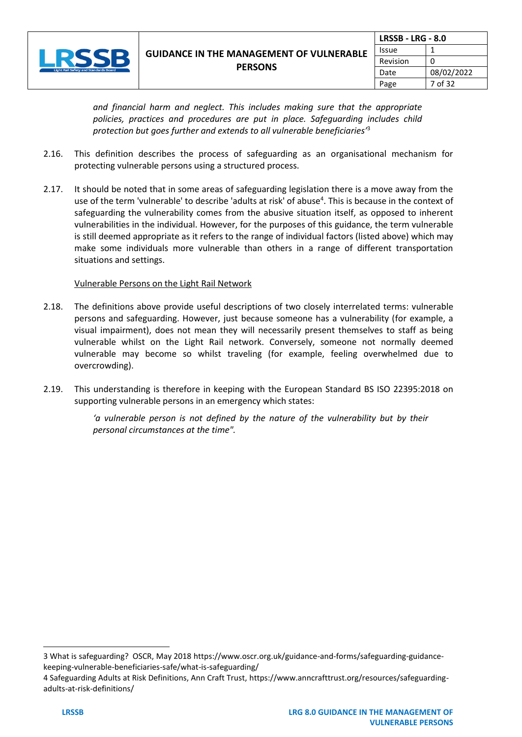*and financial harm and neglect. This includes making sure that the appropriate policies, practices and procedures are put in place. Safeguarding includes child protection but goes further and extends to all vulnerable beneficiaries'*[3]

2.16. This definition describes the process of safeguarding as an organisational mechanism for protecting vulnerable persons using a structured process.

2.17. It should be noted that in some areas of safeguarding legislation there is a move away from the use of the term 'vulnerable' to describe 'adults at risk' of abuse[4]. This is because in the context of safeguarding the vulnerability comes from the abusive situation itself, as opposed to inherent vulnerabilities in the individual. However, for the purposes of this guidance, the term vulnerable is still deemed appropriate as it refers to the range of individual factors (listed above) which may make some individuals more vulnerable than others in a range of different transportation situations and settings.

<u>Vulnerable Persons on the Light Rail Network</u>

2.18. The definitions above provide useful descriptions of two closely interrelated terms: vulnerable persons and safeguarding. However, just because someone has a vulnerability (for example, a visual impairment), does not mean they will necessarily present themselves to staff as being vulnerable whilst on the Light Rail network. Conversely, someone not normally deemed vulnerable may become so whilst traveling (for example, feeling overwhelmed due to overcrowding).

2.19. This understanding is therefore in keeping with the European Standard BS ISO 22395:2018 on supporting vulnerable persons in an emergency which states:

> *'a vulnerable person is not defined by the nature of the vulnerability but by their personal circumstances at the time".*

---

3 What is safeguarding? OSCR, May 2018 https://www.oscr.org.uk/guidance-and-forms/safeguarding-guidance-keeping-vulnerable-beneficiaries-safe/what-is-safeguarding/

4 Safeguarding Adults at Risk Definitions, Ann Craft Trust, https://www.anncrafttrust.org/resources/safeguarding-adults-at-risk-definitions/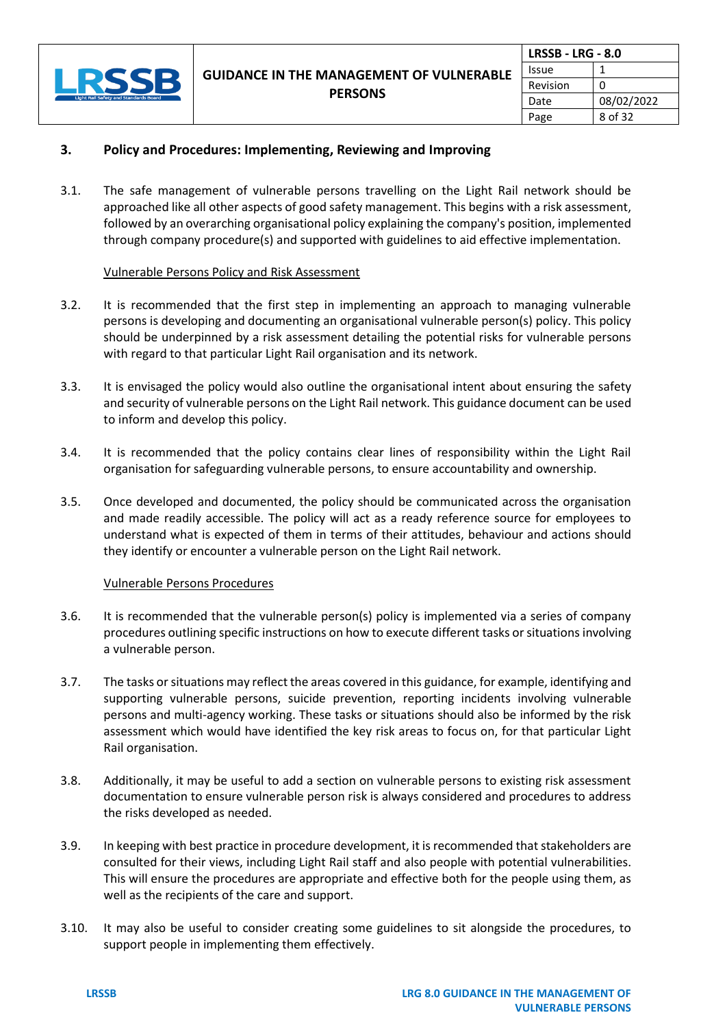## 3. Policy and Procedures: Implementing, Reviewing and Improving

3.1. The safe management of vulnerable persons travelling on the Light Rail network should be approached like all other aspects of good safety management. This begins with a risk assessment, followed by an overarching organisational policy explaining the company's position, implemented through company procedure(s) and supported with guidelines to aid effective implementation.

Vulnerable Persons Policy and Risk Assessment

3.2. It is recommended that the first step in implementing an approach to managing vulnerable persons is developing and documenting an organisational vulnerable person(s) policy. This policy should be underpinned by a risk assessment detailing the potential risks for vulnerable persons with regard to that particular Light Rail organisation and its network.

3.3. It is envisaged the policy would also outline the organisational intent about ensuring the safety and security of vulnerable persons on the Light Rail network. This guidance document can be used to inform and develop this policy.

3.4. It is recommended that the policy contains clear lines of responsibility within the Light Rail organisation for safeguarding vulnerable persons, to ensure accountability and ownership.

3.5. Once developed and documented, the policy should be communicated across the organisation and made readily accessible. The policy will act as a ready reference source for employees to understand what is expected of them in terms of their attitudes, behaviour and actions should they identify or encounter a vulnerable person on the Light Rail network.

Vulnerable Persons Procedures

3.6. It is recommended that the vulnerable person(s) policy is implemented via a series of company procedures outlining specific instructions on how to execute different tasks or situations involving a vulnerable person.

3.7. The tasks or situations may reflect the areas covered in this guidance, for example, identifying and supporting vulnerable persons, suicide prevention, reporting incidents involving vulnerable persons and multi-agency working. These tasks or situations should also be informed by the risk assessment which would have identified the key risk areas to focus on, for that particular Light Rail organisation.

3.8. Additionally, it may be useful to add a section on vulnerable persons to existing risk assessment documentation to ensure vulnerable person risk is always considered and procedures to address the risks developed as needed.

3.9. In keeping with best practice in procedure development, it is recommended that stakeholders are consulted for their views, including Light Rail staff and also people with potential vulnerabilities. This will ensure the procedures are appropriate and effective both for the people using them, as well as the recipients of the care and support.

3.10. It may also be useful to consider creating some guidelines to sit alongside the procedures, to support people in implementing them effectively.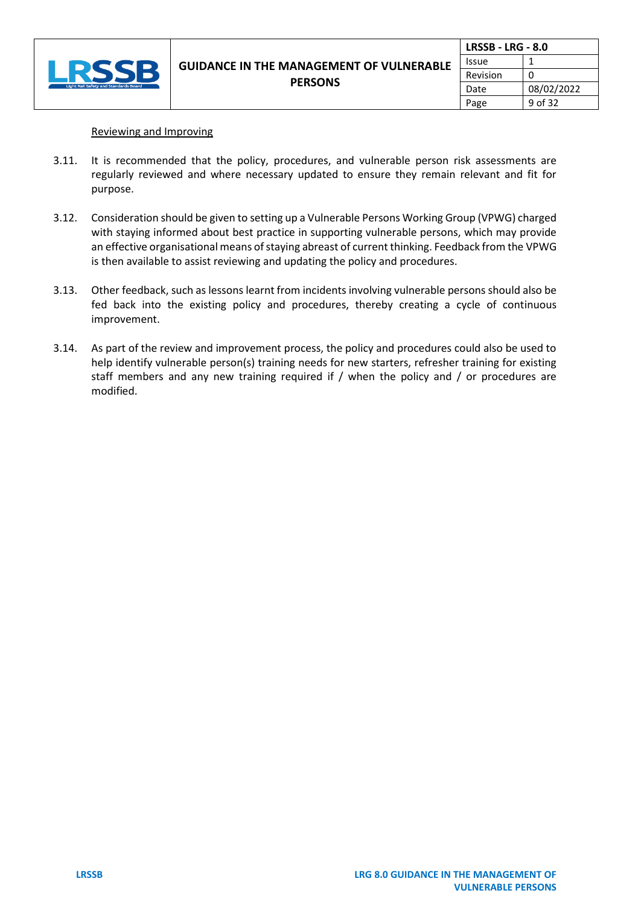<u>Reviewing and Improving</u>

3.11. It is recommended that the policy, procedures, and vulnerable person risk assessments are regularly reviewed and where necessary updated to ensure they remain relevant and fit for purpose.

3.12. Consideration should be given to setting up a Vulnerable Persons Working Group (VPWG) charged with staying informed about best practice in supporting vulnerable persons, which may provide an effective organisational means of staying abreast of current thinking. Feedback from the VPWG is then available to assist reviewing and updating the policy and procedures.

3.13. Other feedback, such as lessons learnt from incidents involving vulnerable persons should also be fed back into the existing policy and procedures, thereby creating a cycle of continuous improvement.

3.14. As part of the review and improvement process, the policy and procedures could also be used to help identify vulnerable person(s) training needs for new starters, refresher training for existing staff members and any new training required if / when the policy and / or procedures are modified.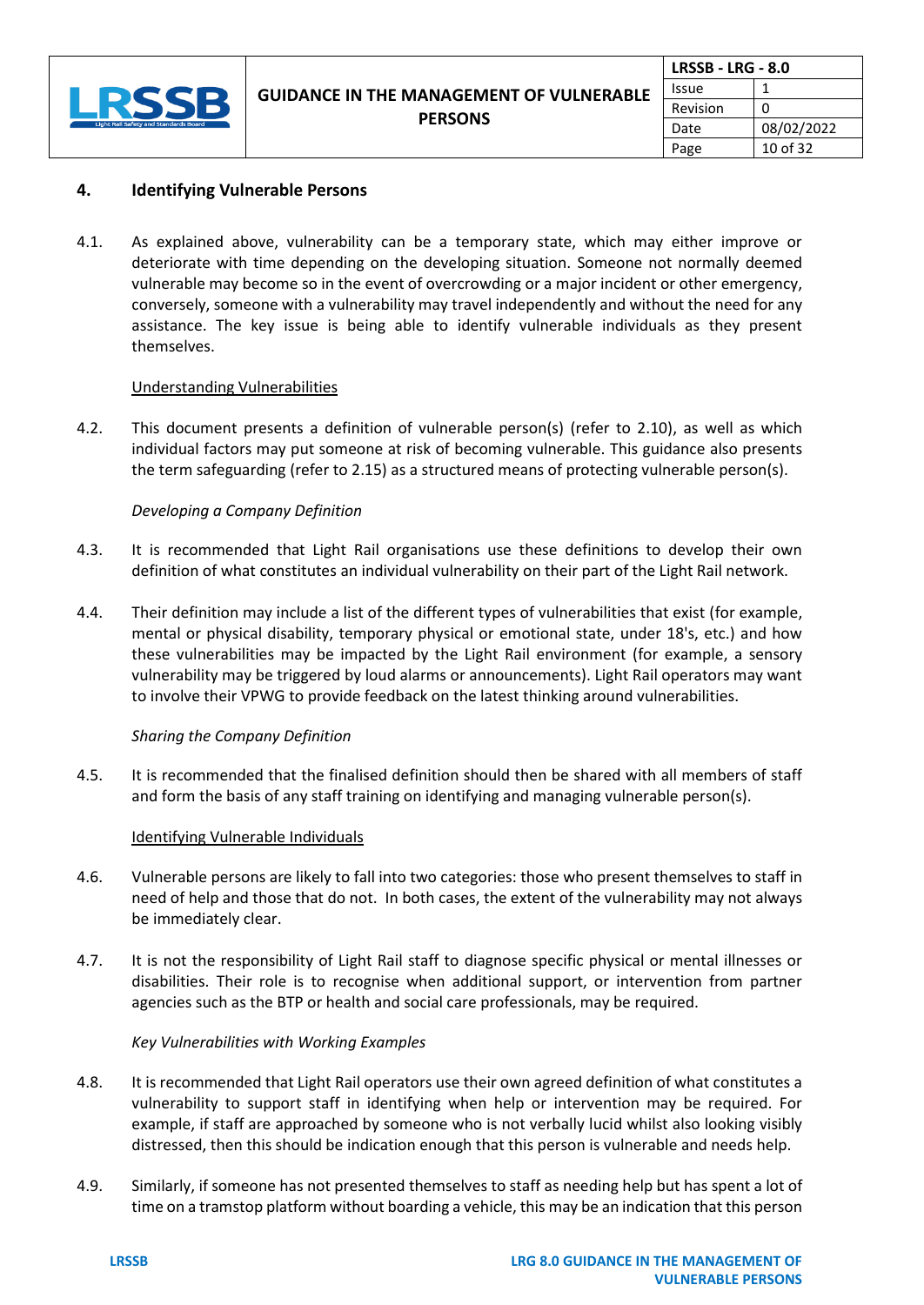## 4. Identifying Vulnerable Persons

4.1. As explained above, vulnerability can be a temporary state, which may either improve or deteriorate with time depending on the developing situation. Someone not normally deemed vulnerable may become so in the event of overcrowding or a major incident or other emergency, conversely, someone with a vulnerability may travel independently and without the need for any assistance. The key issue is being able to identify vulnerable individuals as they present themselves.

<u>Understanding Vulnerabilities</u>

4.2. This document presents a definition of vulnerable person(s) (refer to 2.10), as well as which individual factors may put someone at risk of becoming vulnerable. This guidance also presents the term safeguarding (refer to 2.15) as a structured means of protecting vulnerable person(s).

*Developing a Company Definition*

4.3. It is recommended that Light Rail organisations use these definitions to develop their own definition of what constitutes an individual vulnerability on their part of the Light Rail network.

4.4. Their definition may include a list of the different types of vulnerabilities that exist (for example, mental or physical disability, temporary physical or emotional state, under 18's, etc.) and how these vulnerabilities may be impacted by the Light Rail environment (for example, a sensory vulnerability may be triggered by loud alarms or announcements). Light Rail operators may want to involve their VPWG to provide feedback on the latest thinking around vulnerabilities.

*Sharing the Company Definition*

4.5. It is recommended that the finalised definition should then be shared with all members of staff and form the basis of any staff training on identifying and managing vulnerable person(s).

<u>Identifying Vulnerable Individuals</u>

4.6. Vulnerable persons are likely to fall into two categories: those who present themselves to staff in need of help and those that do not. In both cases, the extent of the vulnerability may not always be immediately clear.

4.7. It is not the responsibility of Light Rail staff to diagnose specific physical or mental illnesses or disabilities. Their role is to recognise when additional support, or intervention from partner agencies such as the BTP or health and social care professionals, may be required.

*Key Vulnerabilities with Working Examples*

4.8. It is recommended that Light Rail operators use their own agreed definition of what constitutes a vulnerability to support staff in identifying when help or intervention may be required. For example, if staff are approached by someone who is not verbally lucid whilst also looking visibly distressed, then this should be indication enough that this person is vulnerable and needs help.

4.9. Similarly, if someone has not presented themselves to staff as needing help but has spent a lot of time on a tramstop platform without boarding a vehicle, this may be an indication that this person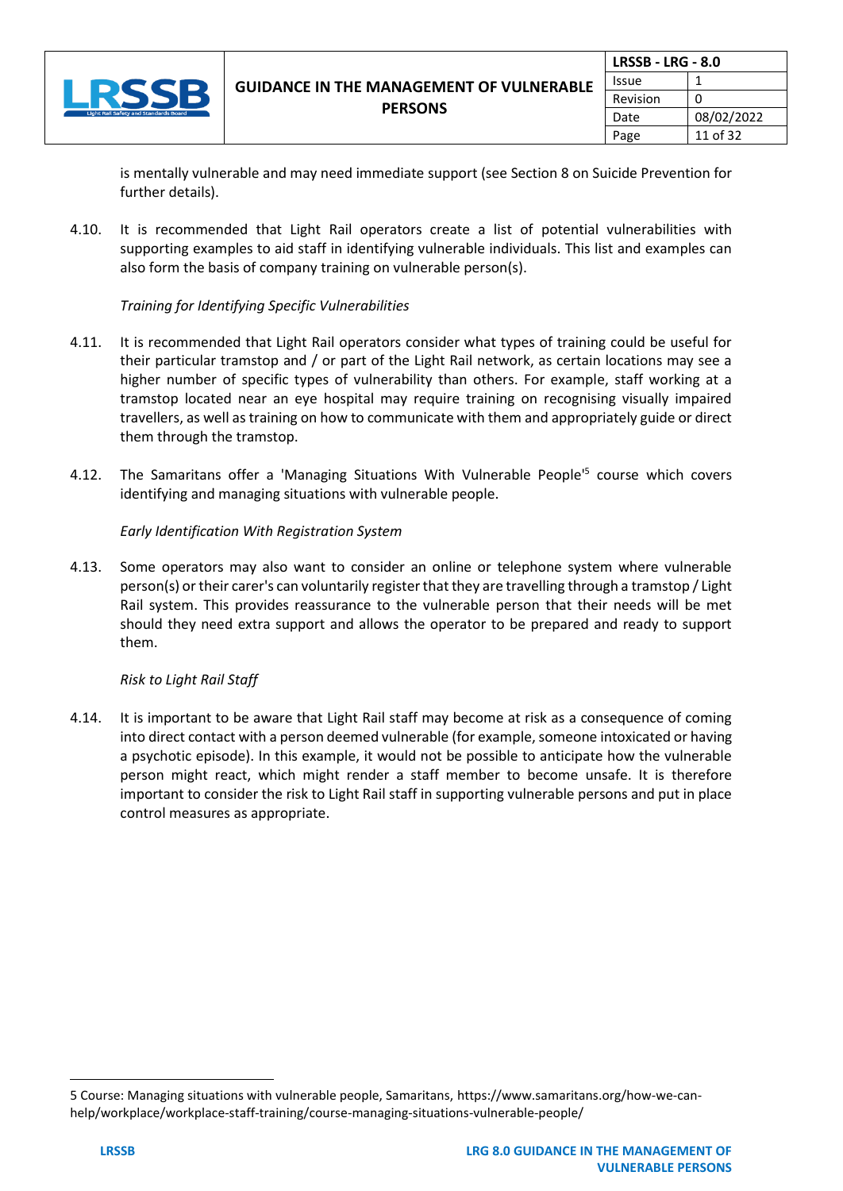is mentally vulnerable and may need immediate support (see Section 8 on Suicide Prevention for further details).

4.10. It is recommended that Light Rail operators create a list of potential vulnerabilities with supporting examples to aid staff in identifying vulnerable individuals. This list and examples can also form the basis of company training on vulnerable person(s).

*Training for Identifying Specific Vulnerabilities*

4.11. It is recommended that Light Rail operators consider what types of training could be useful for their particular tramstop and / or part of the Light Rail network, as certain locations may see a higher number of specific types of vulnerability than others. For example, staff working at a tramstop located near an eye hospital may require training on recognising visually impaired travellers, as well as training on how to communicate with them and appropriately guide or direct them through the tramstop.

4.12. The Samaritans offer a 'Managing Situations With Vulnerable People'[5] course which covers identifying and managing situations with vulnerable people.

*Early Identification With Registration System*

4.13. Some operators may also want to consider an online or telephone system where vulnerable person(s) or their carer's can voluntarily register that they are travelling through a tramstop / Light Rail system. This provides reassurance to the vulnerable person that their needs will be met should they need extra support and allows the operator to be prepared and ready to support them.

*Risk to Light Rail Staff*

4.14. It is important to be aware that Light Rail staff may become at risk as a consequence of coming into direct contact with a person deemed vulnerable (for example, someone intoxicated or having a psychotic episode). In this example, it would not be possible to anticipate how the vulnerable person might react, which might render a staff member to become unsafe. It is therefore important to consider the risk to Light Rail staff in supporting vulnerable persons and put in place control measures as appropriate.

---

5 Course: Managing situations with vulnerable people, Samaritans, https://www.samaritans.org/how-we-can-help/workplace/workplace-staff-training/course-managing-situations-vulnerable-people/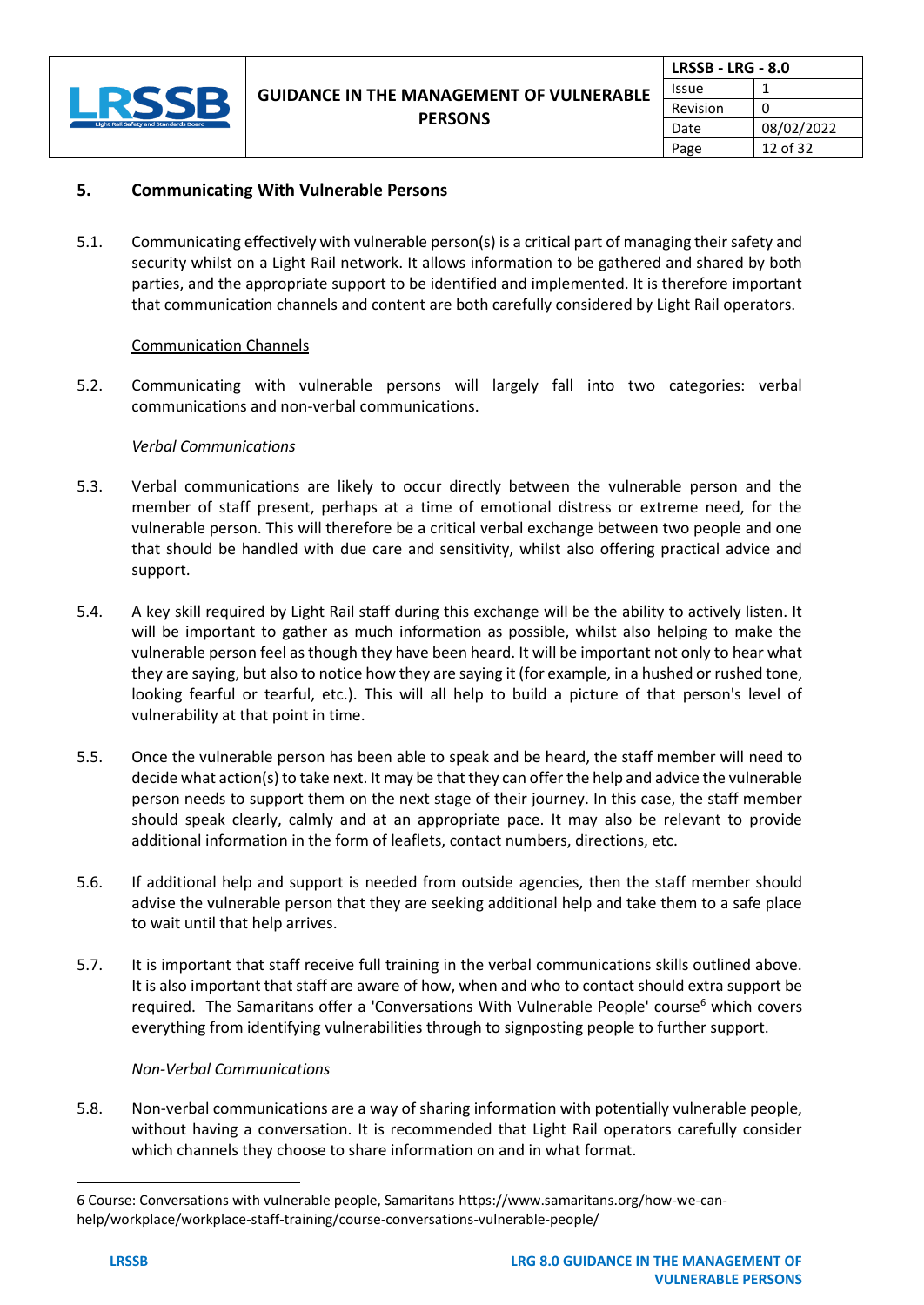## 5. Communicating With Vulnerable Persons

5.1. Communicating effectively with vulnerable person(s) is a critical part of managing their safety and security whilst on a Light Rail network. It allows information to be gathered and shared by both parties, and the appropriate support to be identified and implemented. It is therefore important that communication channels and content are both carefully considered by Light Rail operators.

Communication Channels

5.2. Communicating with vulnerable persons will largely fall into two categories: verbal communications and non-verbal communications.

*Verbal Communications*

5.3. Verbal communications are likely to occur directly between the vulnerable person and the member of staff present, perhaps at a time of emotional distress or extreme need, for the vulnerable person. This will therefore be a critical verbal exchange between two people and one that should be handled with due care and sensitivity, whilst also offering practical advice and support.

5.4. A key skill required by Light Rail staff during this exchange will be the ability to actively listen. It will be important to gather as much information as possible, whilst also helping to make the vulnerable person feel as though they have been heard. It will be important not only to hear what they are saying, but also to notice how they are saying it (for example, in a hushed or rushed tone, looking fearful or tearful, etc.). This will all help to build a picture of that person's level of vulnerability at that point in time.

5.5. Once the vulnerable person has been able to speak and be heard, the staff member will need to decide what action(s) to take next. It may be that they can offer the help and advice the vulnerable person needs to support them on the next stage of their journey. In this case, the staff member should speak clearly, calmly and at an appropriate pace. It may also be relevant to provide additional information in the form of leaflets, contact numbers, directions, etc.

5.6. If additional help and support is needed from outside agencies, then the staff member should advise the vulnerable person that they are seeking additional help and take them to a safe place to wait until that help arrives.

5.7. It is important that staff receive full training in the verbal communications skills outlined above. It is also important that staff are aware of how, when and who to contact should extra support be required. The Samaritans offer a 'Conversations With Vulnerable People' course[6] which covers everything from identifying vulnerabilities through to signposting people to further support.

*Non-Verbal Communications*

5.8. Non-verbal communications are a way of sharing information with potentially vulnerable people, without having a conversation. It is recommended that Light Rail operators carefully consider which channels they choose to share information on and in what format.

---

6 Course: Conversations with vulnerable people, Samaritans https://www.samaritans.org/how-we-can-help/workplace/workplace-staff-training/course-conversations-vulnerable-people/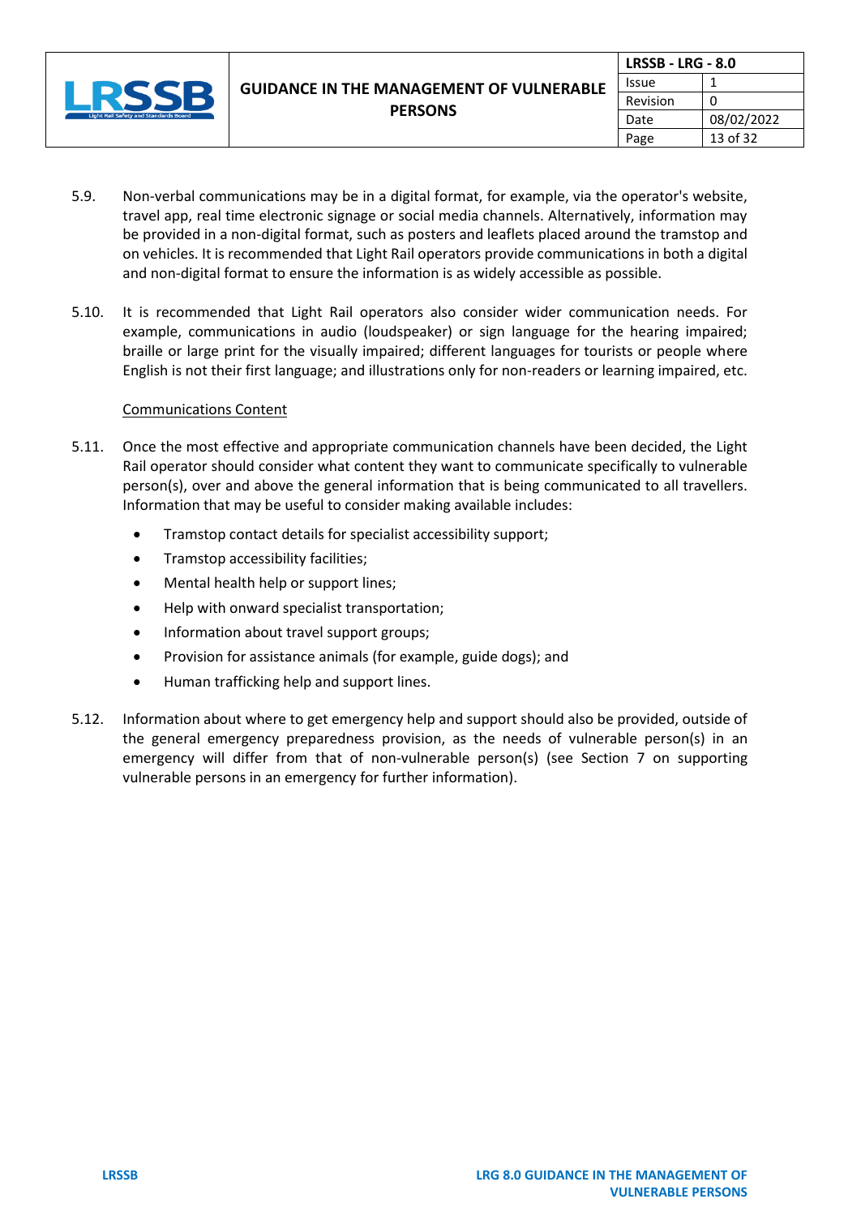5.9. Non-verbal communications may be in a digital format, for example, via the operator's website, travel app, real time electronic signage or social media channels. Alternatively, information may be provided in a non-digital format, such as posters and leaflets placed around the tramstop and on vehicles. It is recommended that Light Rail operators provide communications in both a digital and non-digital format to ensure the information is as widely accessible as possible.

5.10. It is recommended that Light Rail operators also consider wider communication needs. For example, communications in audio (loudspeaker) or sign language for the hearing impaired; braille or large print for the visually impaired; different languages for tourists or people where English is not their first language; and illustrations only for non-readers or learning impaired, etc.

<u>Communications Content</u>

5.11. Once the most effective and appropriate communication channels have been decided, the Light Rail operator should consider what content they want to communicate specifically to vulnerable person(s), over and above the general information that is being communicated to all travellers. Information that may be useful to consider making available includes:

- Tramstop contact details for specialist accessibility support;
- Tramstop accessibility facilities;
- Mental health help or support lines;
- Help with onward specialist transportation;
- Information about travel support groups;
- Provision for assistance animals (for example, guide dogs); and
- Human trafficking help and support lines.

5.12. Information about where to get emergency help and support should also be provided, outside of the general emergency preparedness provision, as the needs of vulnerable person(s) in an emergency will differ from that of non-vulnerable person(s) (see Section 7 on supporting vulnerable persons in an emergency for further information).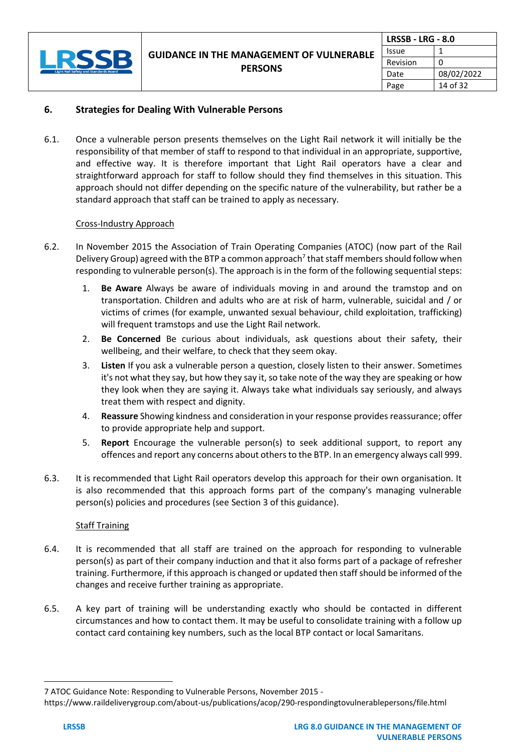## 6. Strategies for Dealing With Vulnerable Persons

6.1. Once a vulnerable person presents themselves on the Light Rail network it will initially be the responsibility of that member of staff to respond to that individual in an appropriate, supportive, and effective way. It is therefore important that Light Rail operators have a clear and straightforward approach for staff to follow should they find themselves in this situation. This approach should not differ depending on the specific nature of the vulnerability, but rather be a standard approach that staff can be trained to apply as necessary.

### Cross-Industry Approach

6.2. In November 2015 the Association of Train Operating Companies (ATOC) (now part of the Rail Delivery Group) agreed with the BTP a common approach[7] that staff members should follow when responding to vulnerable person(s). The approach is in the form of the following sequential steps:

1. **Be Aware** Always be aware of individuals moving in and around the tramstop and on transportation. Children and adults who are at risk of harm, vulnerable, suicidal and / or victims of crimes (for example, unwanted sexual behaviour, child exploitation, trafficking) will frequent tramstops and use the Light Rail network.
2. **Be Concerned** Be curious about individuals, ask questions about their safety, their wellbeing, and their welfare, to check that they seem okay.
3. **Listen** If you ask a vulnerable person a question, closely listen to their answer. Sometimes it's not what they say, but how they say it, so take note of the way they are speaking or how they look when they are saying it. Always take what individuals say seriously, and always treat them with respect and dignity.
4. **Reassure** Showing kindness and consideration in your response provides reassurance; offer to provide appropriate help and support.
5. **Report** Encourage the vulnerable person(s) to seek additional support, to report any offences and report any concerns about others to the BTP. In an emergency always call 999.

6.3. It is recommended that Light Rail operators develop this approach for their own organisation. It is also recommended that this approach forms part of the company's managing vulnerable person(s) policies and procedures (see Section 3 of this guidance).

### Staff Training

6.4. It is recommended that all staff are trained on the approach for responding to vulnerable person(s) as part of their company induction and that it also forms part of a package of refresher training. Furthermore, if this approach is changed or updated then staff should be informed of the changes and receive further training as appropriate.

6.5. A key part of training will be understanding exactly who should be contacted in different circumstances and how to contact them. It may be useful to consolidate training with a follow up contact card containing key numbers, such as the local BTP contact or local Samaritans.

---

7 ATOC Guidance Note: Responding to Vulnerable Persons, November 2015 - https://www.raildeliverygroup.com/about-us/publications/acop/290-respondingtovulnerablepersons/file.html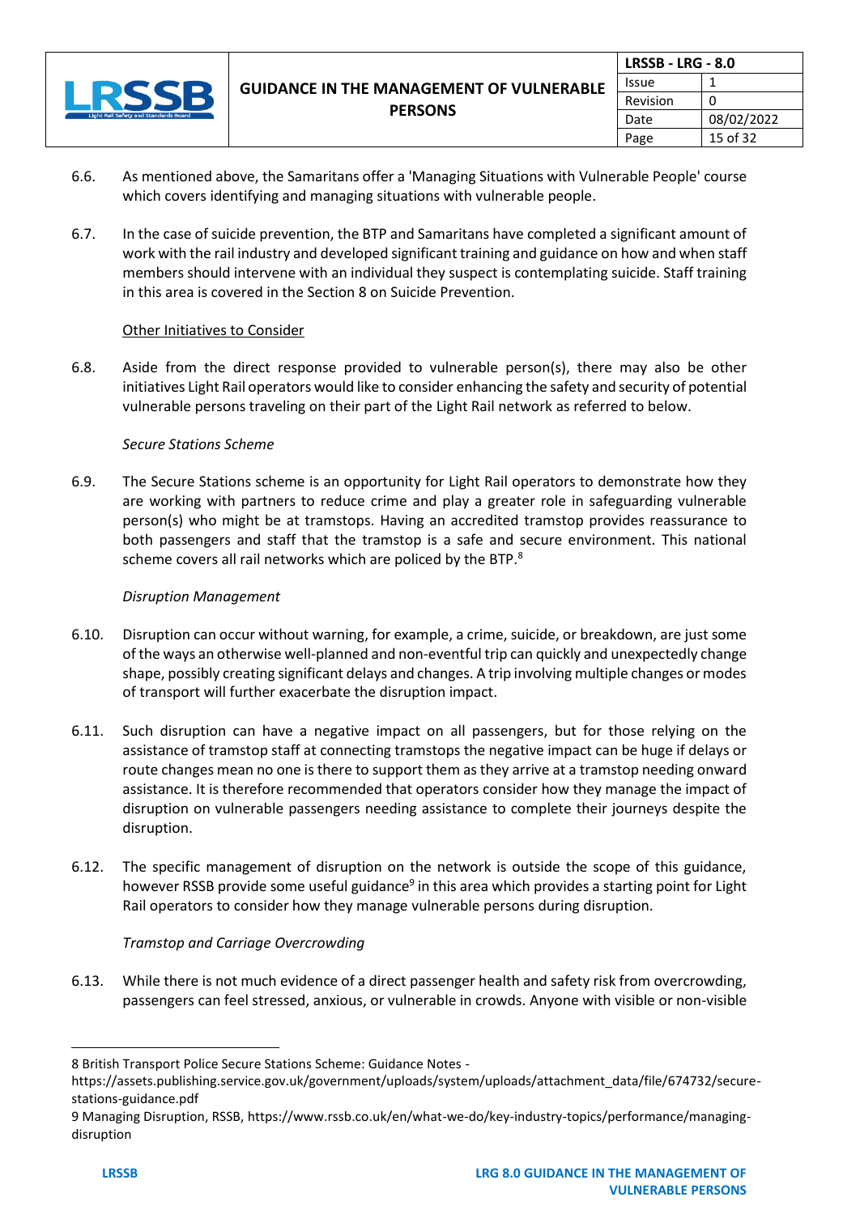6.6. As mentioned above, the Samaritans offer a 'Managing Situations with Vulnerable People' course which covers identifying and managing situations with vulnerable people.

6.7. In the case of suicide prevention, the BTP and Samaritans have completed a significant amount of work with the rail industry and developed significant training and guidance on how and when staff members should intervene with an individual they suspect is contemplating suicide. Staff training in this area is covered in the Section 8 on Suicide Prevention.

<u>Other Initiatives to Consider</u>

6.8. Aside from the direct response provided to vulnerable person(s), there may also be other initiatives Light Rail operators would like to consider enhancing the safety and security of potential vulnerable persons traveling on their part of the Light Rail network as referred to below.

*Secure Stations Scheme*

6.9. The Secure Stations scheme is an opportunity for Light Rail operators to demonstrate how they are working with partners to reduce crime and play a greater role in safeguarding vulnerable person(s) who might be at tramstops. Having an accredited tramstop provides reassurance to both passengers and staff that the tramstop is a safe and secure environment. This national scheme covers all rail networks which are policed by the BTP.[8]

*Disruption Management*

6.10. Disruption can occur without warning, for example, a crime, suicide, or breakdown, are just some of the ways an otherwise well-planned and non-eventful trip can quickly and unexpectedly change shape, possibly creating significant delays and changes. A trip involving multiple changes or modes of transport will further exacerbate the disruption impact.

6.11. Such disruption can have a negative impact on all passengers, but for those relying on the assistance of tramstop staff at connecting tramstops the negative impact can be huge if delays or route changes mean no one is there to support them as they arrive at a tramstop needing onward assistance. It is therefore recommended that operators consider how they manage the impact of disruption on vulnerable passengers needing assistance to complete their journeys despite the disruption.

6.12. The specific management of disruption on the network is outside the scope of this guidance, however RSSB provide some useful guidance[9] in this area which provides a starting point for Light Rail operators to consider how they manage vulnerable persons during disruption.

*Tramstop and Carriage Overcrowding*

6.13. While there is not much evidence of a direct passenger health and safety risk from overcrowding, passengers can feel stressed, anxious, or vulnerable in crowds. Anyone with visible or non-visible

---

8 British Transport Police Secure Stations Scheme: Guidance Notes - https://assets.publishing.service.gov.uk/government/uploads/system/uploads/attachment_data/file/674732/secure-stations-guidance.pdf

9 Managing Disruption, RSSB, https://www.rssb.co.uk/en/what-we-do/key-industry-topics/performance/managing-disruption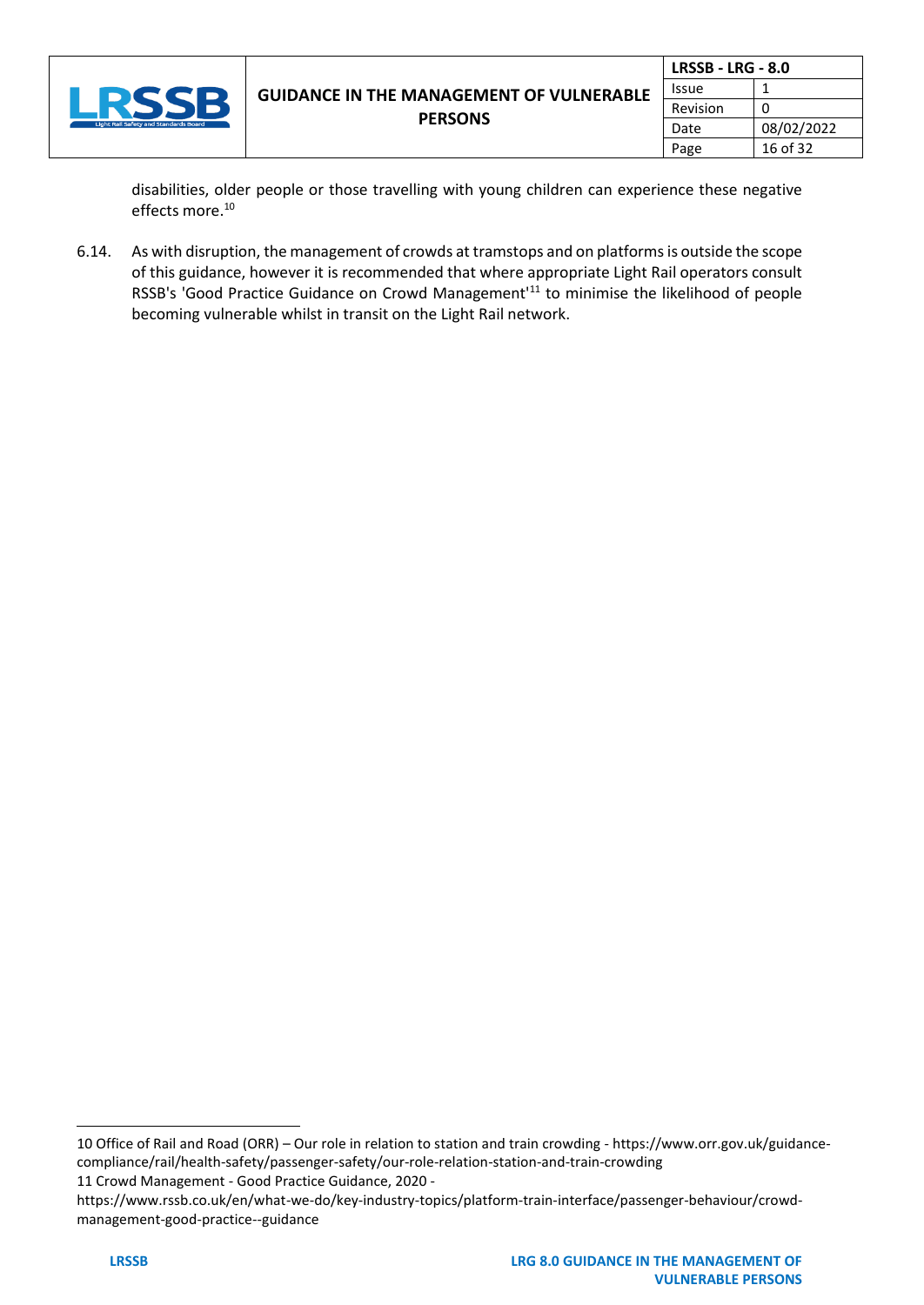disabilities, older people or those travelling with young children can experience these negative effects more.[10]

6.14. As with disruption, the management of crowds at tramstops and on platforms is outside the scope of this guidance, however it is recommended that where appropriate Light Rail operators consult RSSB's 'Good Practice Guidance on Crowd Management'[11] to minimise the likelihood of people becoming vulnerable whilst in transit on the Light Rail network.

---

10 Office of Rail and Road (ORR) – Our role in relation to station and train crowding - https://www.orr.gov.uk/guidance-compliance/rail/health-safety/passenger-safety/our-role-relation-station-and-train-crowding

11 Crowd Management - Good Practice Guidance, 2020 - https://www.rssb.co.uk/en/what-we-do/key-industry-topics/platform-train-interface/passenger-behaviour/crowd-management-good-practice--guidance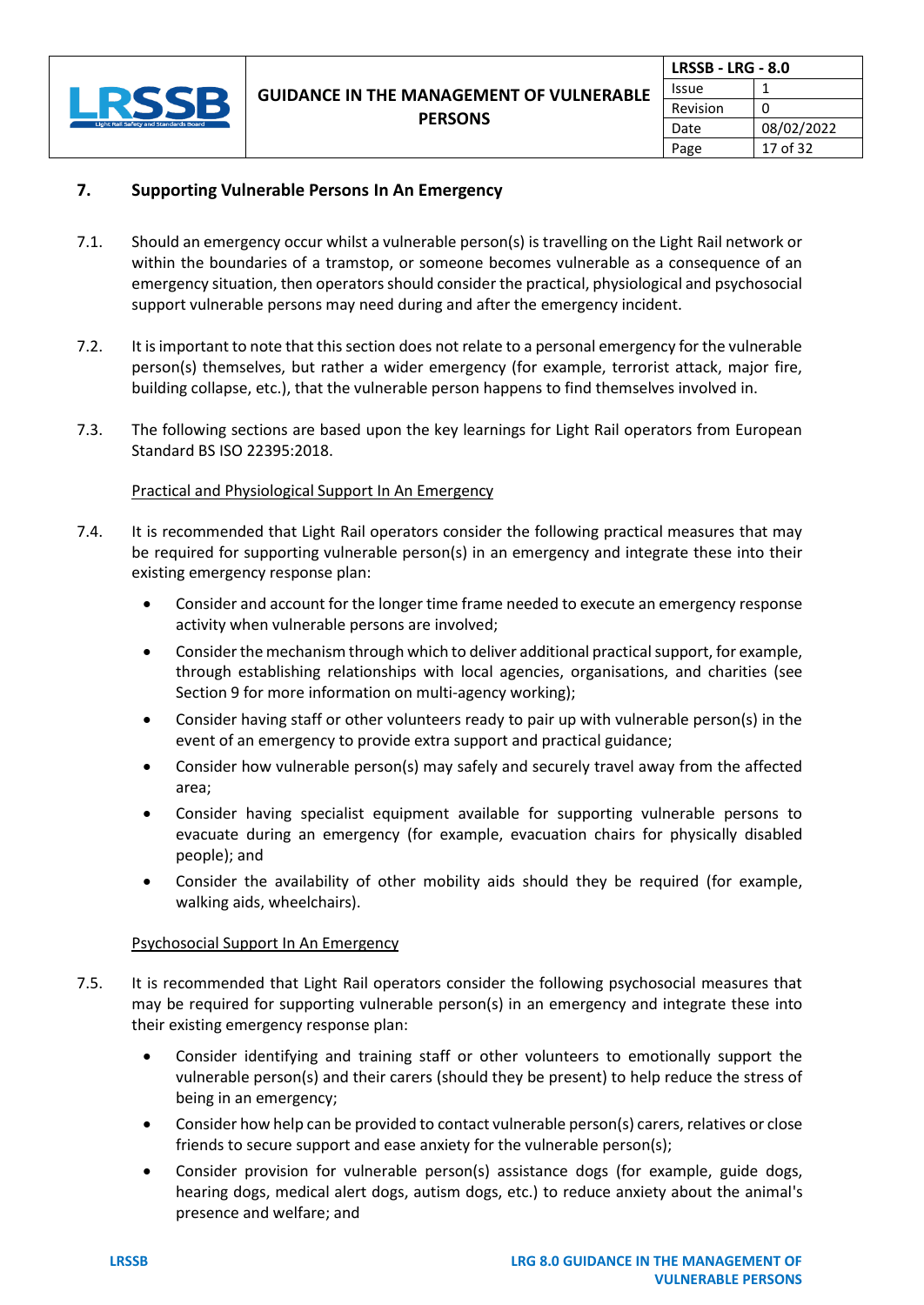## 7. Supporting Vulnerable Persons In An Emergency

7.1. Should an emergency occur whilst a vulnerable person(s) is travelling on the Light Rail network or within the boundaries of a tramstop, or someone becomes vulnerable as a consequence of an emergency situation, then operators should consider the practical, physiological and psychosocial support vulnerable persons may need during and after the emergency incident.

7.2. It is important to note that this section does not relate to a personal emergency for the vulnerable person(s) themselves, but rather a wider emergency (for example, terrorist attack, major fire, building collapse, etc.), that the vulnerable person happens to find themselves involved in.

7.3. The following sections are based upon the key learnings for Light Rail operators from European Standard BS ISO 22395:2018.

### Practical and Physiological Support In An Emergency

7.4. It is recommended that Light Rail operators consider the following practical measures that may be required for supporting vulnerable person(s) in an emergency and integrate these into their existing emergency response plan:

- Consider and account for the longer time frame needed to execute an emergency response activity when vulnerable persons are involved;
- Consider the mechanism through which to deliver additional practical support, for example, through establishing relationships with local agencies, organisations, and charities (see Section 9 for more information on multi-agency working);
- Consider having staff or other volunteers ready to pair up with vulnerable person(s) in the event of an emergency to provide extra support and practical guidance;
- Consider how vulnerable person(s) may safely and securely travel away from the affected area;
- Consider having specialist equipment available for supporting vulnerable persons to evacuate during an emergency (for example, evacuation chairs for physically disabled people); and
- Consider the availability of other mobility aids should they be required (for example, walking aids, wheelchairs).

### Psychosocial Support In An Emergency

7.5. It is recommended that Light Rail operators consider the following psychosocial measures that may be required for supporting vulnerable person(s) in an emergency and integrate these into their existing emergency response plan:

- Consider identifying and training staff or other volunteers to emotionally support the vulnerable person(s) and their carers (should they be present) to help reduce the stress of being in an emergency;
- Consider how help can be provided to contact vulnerable person(s) carers, relatives or close friends to secure support and ease anxiety for the vulnerable person(s);
- Consider provision for vulnerable person(s) assistance dogs (for example, guide dogs, hearing dogs, medical alert dogs, autism dogs, etc.) to reduce anxiety about the animal's presence and welfare; and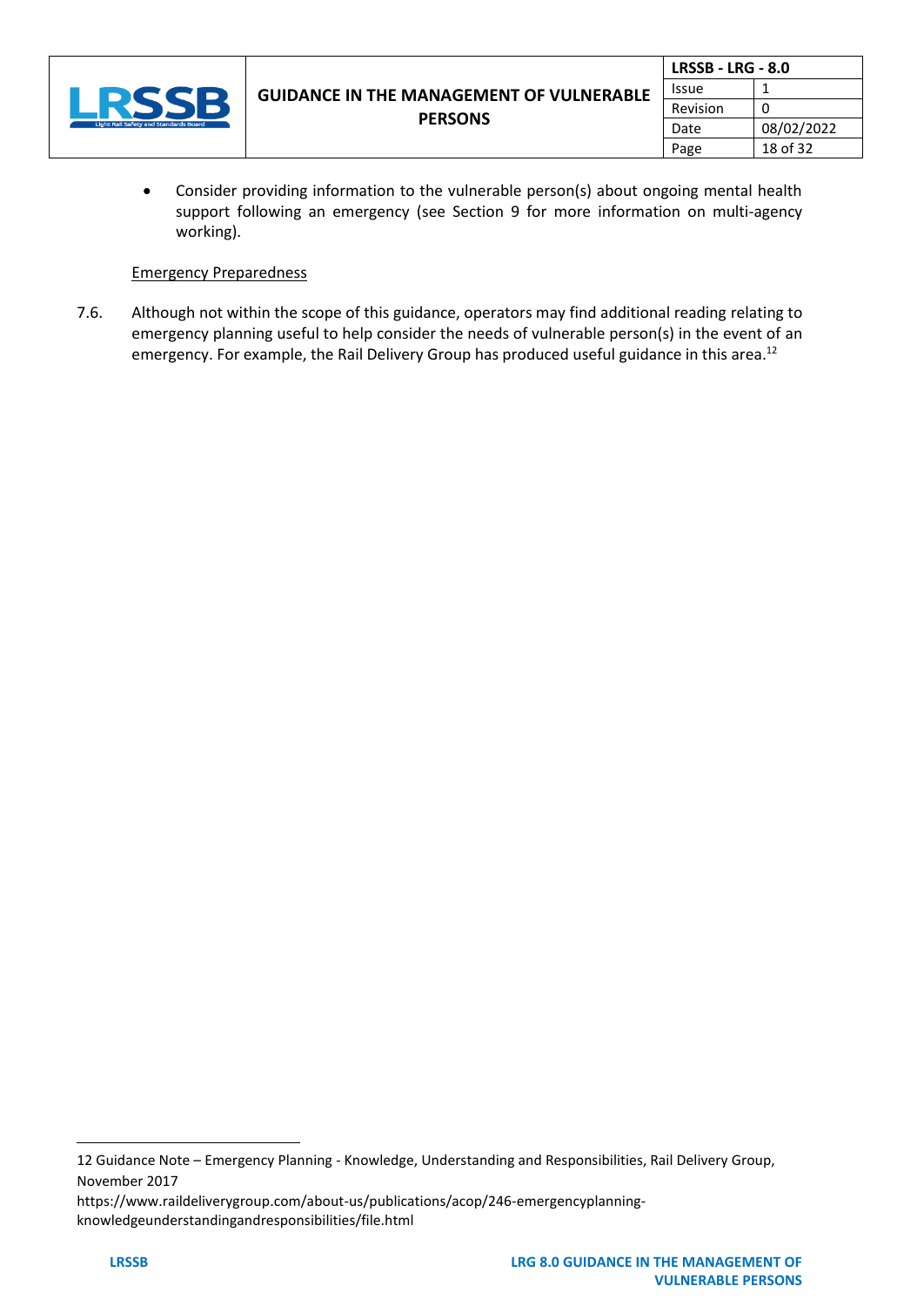- Consider providing information to the vulnerable person(s) about ongoing mental health support following an emergency (see Section 9 for more information on multi-agency working).

Emergency Preparedness

7.6. Although not within the scope of this guidance, operators may find additional reading relating to emergency planning useful to help consider the needs of vulnerable person(s) in the event of an emergency. For example, the Rail Delivery Group has produced useful guidance in this area.[12]

---

12 Guidance Note – Emergency Planning - Knowledge, Understanding and Responsibilities, Rail Delivery Group, November 2017

https://www.raildeliverygroup.com/about-us/publications/acop/246-emergencyplanning-knowledgeunderstandingandresponsibilities/file.html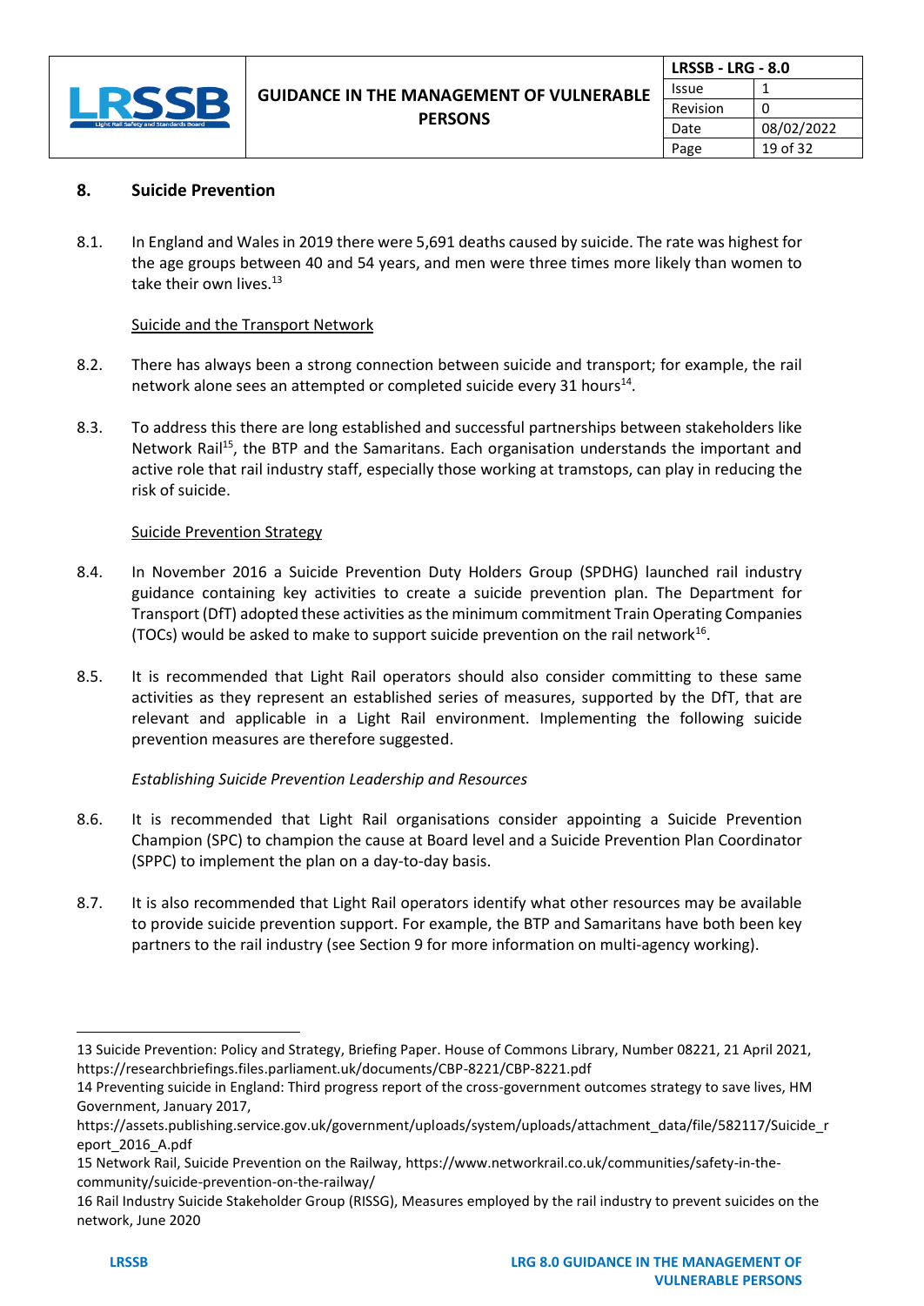## 8. Suicide Prevention

8.1. In England and Wales in 2019 there were 5,691 deaths caused by suicide. The rate was highest for the age groups between 40 and 54 years, and men were three times more likely than women to take their own lives.[13]

<u>Suicide and the Transport Network</u>

8.2. There has always been a strong connection between suicide and transport; for example, the rail network alone sees an attempted or completed suicide every 31 hours[14].

8.3. To address this there are long established and successful partnerships between stakeholders like Network Rail[15], the BTP and the Samaritans. Each organisation understands the important and active role that rail industry staff, especially those working at tramstops, can play in reducing the risk of suicide.

<u>Suicide Prevention Strategy</u>

8.4. In November 2016 a Suicide Prevention Duty Holders Group (SPDHG) launched rail industry guidance containing key activities to create a suicide prevention plan. The Department for Transport (DfT) adopted these activities as the minimum commitment Train Operating Companies (TOCs) would be asked to make to support suicide prevention on the rail network[16].

8.5. It is recommended that Light Rail operators should also consider committing to these same activities as they represent an established series of measures, supported by the DfT, that are relevant and applicable in a Light Rail environment. Implementing the following suicide prevention measures are therefore suggested.

*Establishing Suicide Prevention Leadership and Resources*

8.6. It is recommended that Light Rail organisations consider appointing a Suicide Prevention Champion (SPC) to champion the cause at Board level and a Suicide Prevention Plan Coordinator (SPPC) to implement the plan on a day-to-day basis.

8.7. It is also recommended that Light Rail operators identify what other resources may be available to provide suicide prevention support. For example, the BTP and Samaritans have both been key partners to the rail industry (see Section 9 for more information on multi-agency working).

---

13 Suicide Prevention: Policy and Strategy, Briefing Paper. House of Commons Library, Number 08221, 21 April 2021, https://researchbriefings.files.parliament.uk/documents/CBP-8221/CBP-8221.pdf

14 Preventing suicide in England: Third progress report of the cross-government outcomes strategy to save lives, HM Government, January 2017, https://assets.publishing.service.gov.uk/government/uploads/system/uploads/attachment_data/file/582117/Suicide_report_2016_A.pdf

15 Network Rail, Suicide Prevention on the Railway, https://www.networkrail.co.uk/communities/safety-in-the-community/suicide-prevention-on-the-railway/

16 Rail Industry Suicide Stakeholder Group (RISSG), Measures employed by the rail industry to prevent suicides on the network, June 2020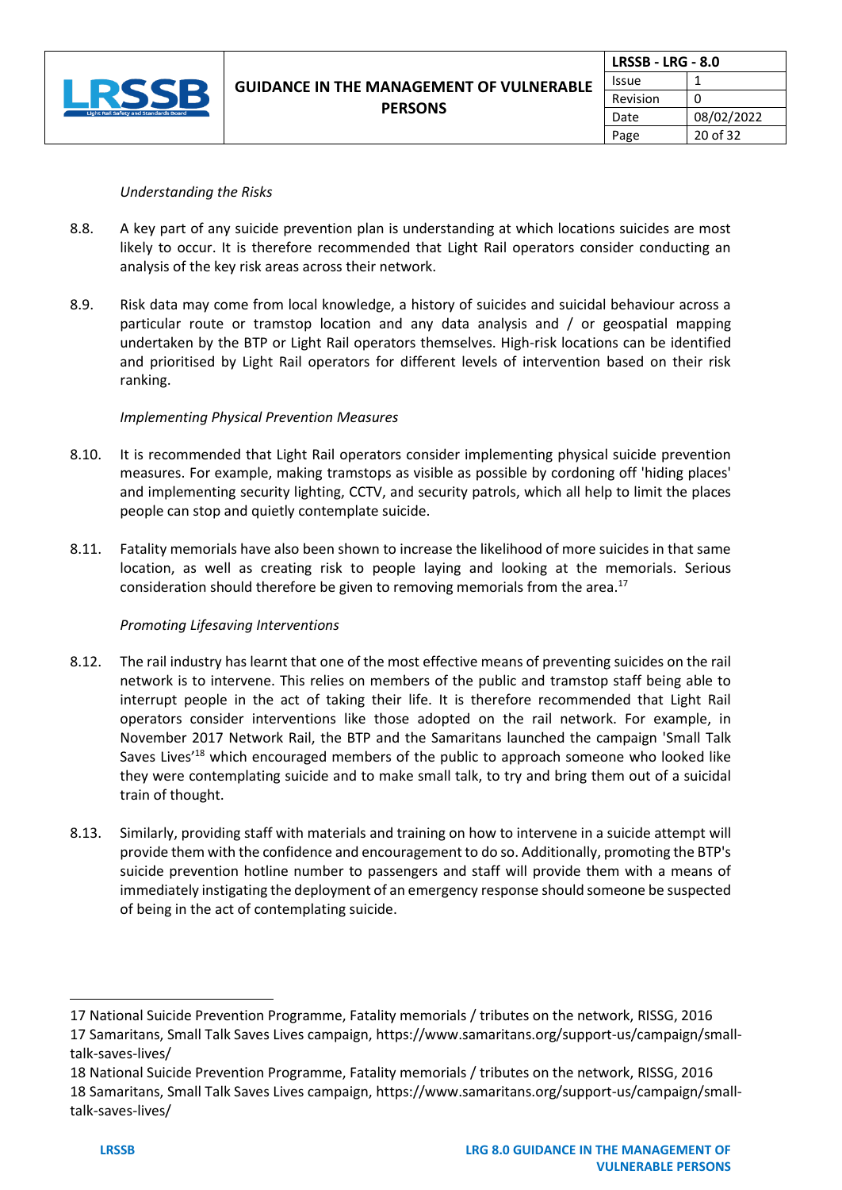*Understanding the Risks*

8.8. A key part of any suicide prevention plan is understanding at which locations suicides are most likely to occur. It is therefore recommended that Light Rail operators consider conducting an analysis of the key risk areas across their network.

8.9. Risk data may come from local knowledge, a history of suicides and suicidal behaviour across a particular route or tramstop location and any data analysis and / or geospatial mapping undertaken by the BTP or Light Rail operators themselves. High-risk locations can be identified and prioritised by Light Rail operators for different levels of intervention based on their risk ranking.

*Implementing Physical Prevention Measures*

8.10. It is recommended that Light Rail operators consider implementing physical suicide prevention measures. For example, making tramstops as visible as possible by cordoning off 'hiding places' and implementing security lighting, CCTV, and security patrols, which all help to limit the places people can stop and quietly contemplate suicide.

8.11. Fatality memorials have also been shown to increase the likelihood of more suicides in that same location, as well as creating risk to people laying and looking at the memorials. Serious consideration should therefore be given to removing memorials from the area.[17]

*Promoting Lifesaving Interventions*

8.12. The rail industry has learnt that one of the most effective means of preventing suicides on the rail network is to intervene. This relies on members of the public and tramstop staff being able to interrupt people in the act of taking their life. It is therefore recommended that Light Rail operators consider interventions like those adopted on the rail network. For example, in November 2017 Network Rail, the BTP and the Samaritans launched the campaign 'Small Talk Saves Lives'[18] which encouraged members of the public to approach someone who looked like they were contemplating suicide and to make small talk, to try and bring them out of a suicidal train of thought.

8.13. Similarly, providing staff with materials and training on how to intervene in a suicide attempt will provide them with the confidence and encouragement to do so. Additionally, promoting the BTP's suicide prevention hotline number to passengers and staff will provide them with a means of immediately instigating the deployment of an emergency response should someone be suspected of being in the act of contemplating suicide.

---

17 National Suicide Prevention Programme, Fatality memorials / tributes on the network, RISSG, 2016
17 Samaritans, Small Talk Saves Lives campaign, https://www.samaritans.org/support-us/campaign/small-talk-saves-lives/
18 National Suicide Prevention Programme, Fatality memorials / tributes on the network, RISSG, 2016
18 Samaritans, Small Talk Saves Lives campaign, https://www.samaritans.org/support-us/campaign/small-talk-saves-lives/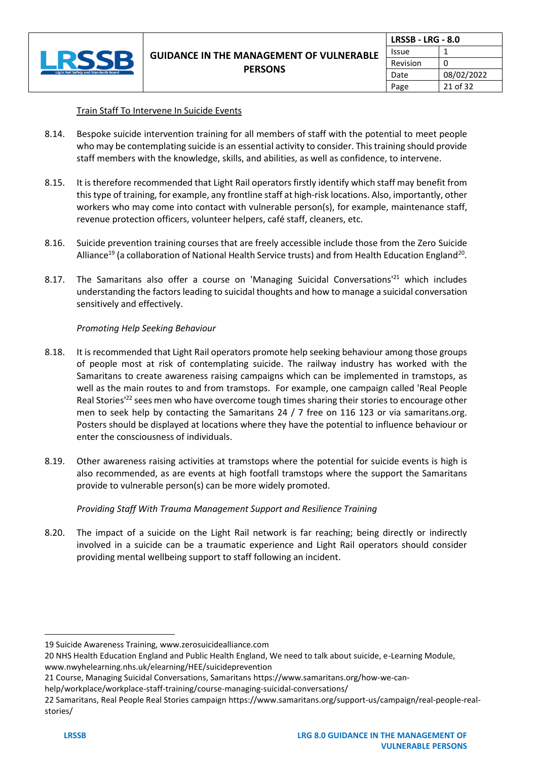<u>Train Staff To Intervene In Suicide Events</u>

8.14. Bespoke suicide intervention training for all members of staff with the potential to meet people who may be contemplating suicide is an essential activity to consider. This training should provide staff members with the knowledge, skills, and abilities, as well as confidence, to intervene.

8.15. It is therefore recommended that Light Rail operators firstly identify which staff may benefit from this type of training, for example, any frontline staff at high-risk locations. Also, importantly, other workers who may come into contact with vulnerable person(s), for example, maintenance staff, revenue protection officers, volunteer helpers, café staff, cleaners, etc.

8.16. Suicide prevention training courses that are freely accessible include those from the Zero Suicide Alliance[19] (a collaboration of National Health Service trusts) and from Health Education England[20].

8.17. The Samaritans also offer a course on 'Managing Suicidal Conversations'[21] which includes understanding the factors leading to suicidal thoughts and how to manage a suicidal conversation sensitively and effectively.

*Promoting Help Seeking Behaviour*

8.18. It is recommended that Light Rail operators promote help seeking behaviour among those groups of people most at risk of contemplating suicide. The railway industry has worked with the Samaritans to create awareness raising campaigns which can be implemented in tramstops, as well as the main routes to and from tramstops. For example, one campaign called 'Real People Real Stories'[22] sees men who have overcome tough times sharing their stories to encourage other men to seek help by contacting the Samaritans 24 / 7 free on 116 123 or via samaritans.org. Posters should be displayed at locations where they have the potential to influence behaviour or enter the consciousness of individuals.

8.19. Other awareness raising activities at tramstops where the potential for suicide events is high is also recommended, as are events at high footfall tramstops where the support the Samaritans provide to vulnerable person(s) can be more widely promoted.

*Providing Staff With Trauma Management Support and Resilience Training*

8.20. The impact of a suicide on the Light Rail network is far reaching; being directly or indirectly involved in a suicide can be a traumatic experience and Light Rail operators should consider providing mental wellbeing support to staff following an incident.

---

19 Suicide Awareness Training, www.zerosuicidealliance.com

20 NHS Health Education England and Public Health England, We need to talk about suicide, e-Learning Module, www.nwyhelearning.nhs.uk/elearning/HEE/suicideprevention

21 Course, Managing Suicidal Conversations, Samaritans https://www.samaritans.org/how-we-can-help/workplace/workplace-staff-training/course-managing-suicidal-conversations/

22 Samaritans, Real People Real Stories campaign https://www.samaritans.org/support-us/campaign/real-people-real-stories/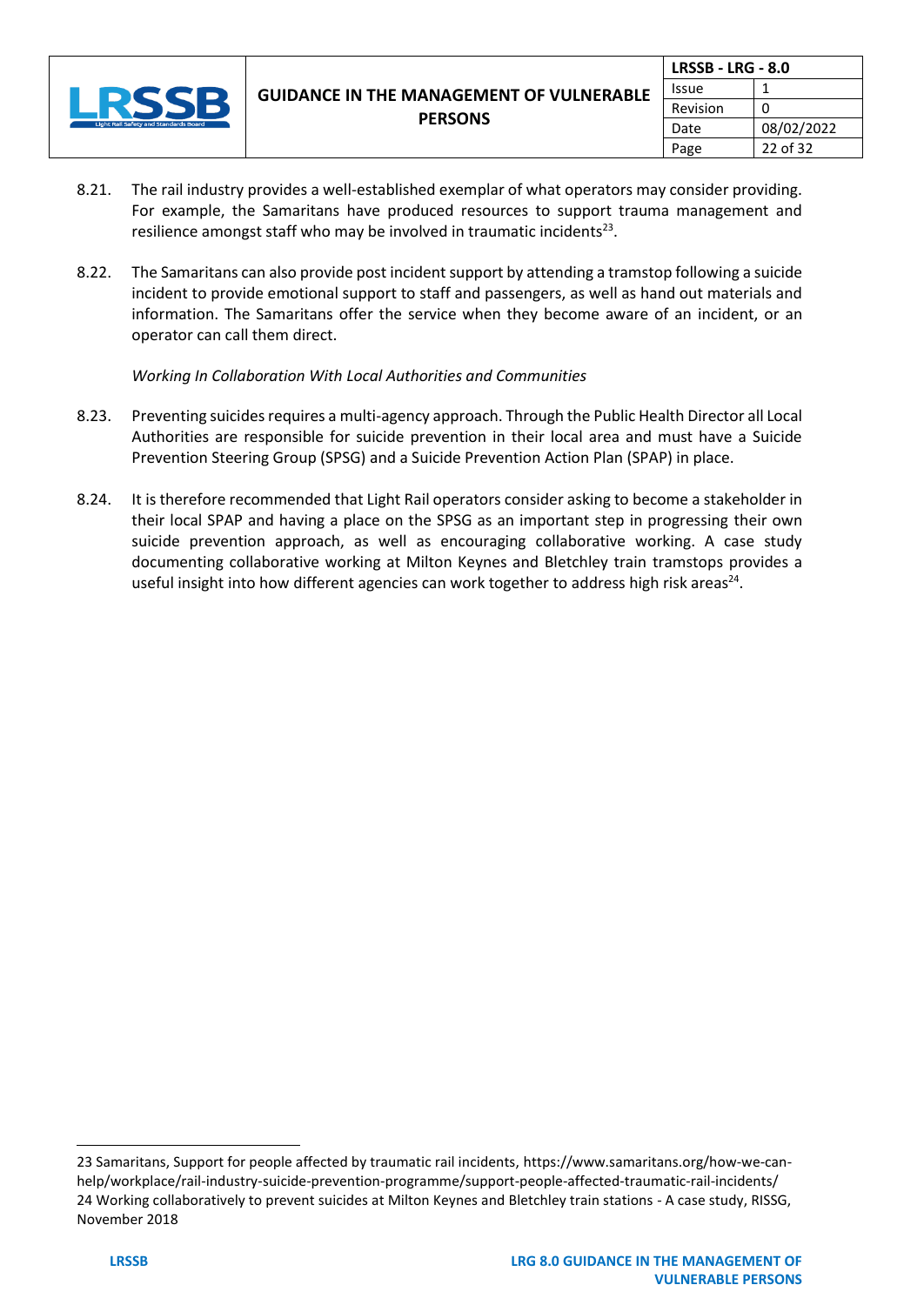8.21. The rail industry provides a well-established exemplar of what operators may consider providing. For example, the Samaritans have produced resources to support trauma management and resilience amongst staff who may be involved in traumatic incidents[23].

8.22. The Samaritans can also provide post incident support by attending a tramstop following a suicide incident to provide emotional support to staff and passengers, as well as hand out materials and information. The Samaritans offer the service when they become aware of an incident, or an operator can call them direct.

*Working In Collaboration With Local Authorities and Communities*

8.23. Preventing suicides requires a multi-agency approach. Through the Public Health Director all Local Authorities are responsible for suicide prevention in their local area and must have a Suicide Prevention Steering Group (SPSG) and a Suicide Prevention Action Plan (SPAP) in place.

8.24. It is therefore recommended that Light Rail operators consider asking to become a stakeholder in their local SPAP and having a place on the SPSG as an important step in progressing their own suicide prevention approach, as well as encouraging collaborative working. A case study documenting collaborative working at Milton Keynes and Bletchley train tramstops provides a useful insight into how different agencies can work together to address high risk areas[24].

---

23 Samaritans, Support for people affected by traumatic rail incidents, https://www.samaritans.org/how-we-can-help/workplace/rail-industry-suicide-prevention-programme/support-people-affected-traumatic-rail-incidents/

24 Working collaboratively to prevent suicides at Milton Keynes and Bletchley train stations - A case study, RISSG, November 2018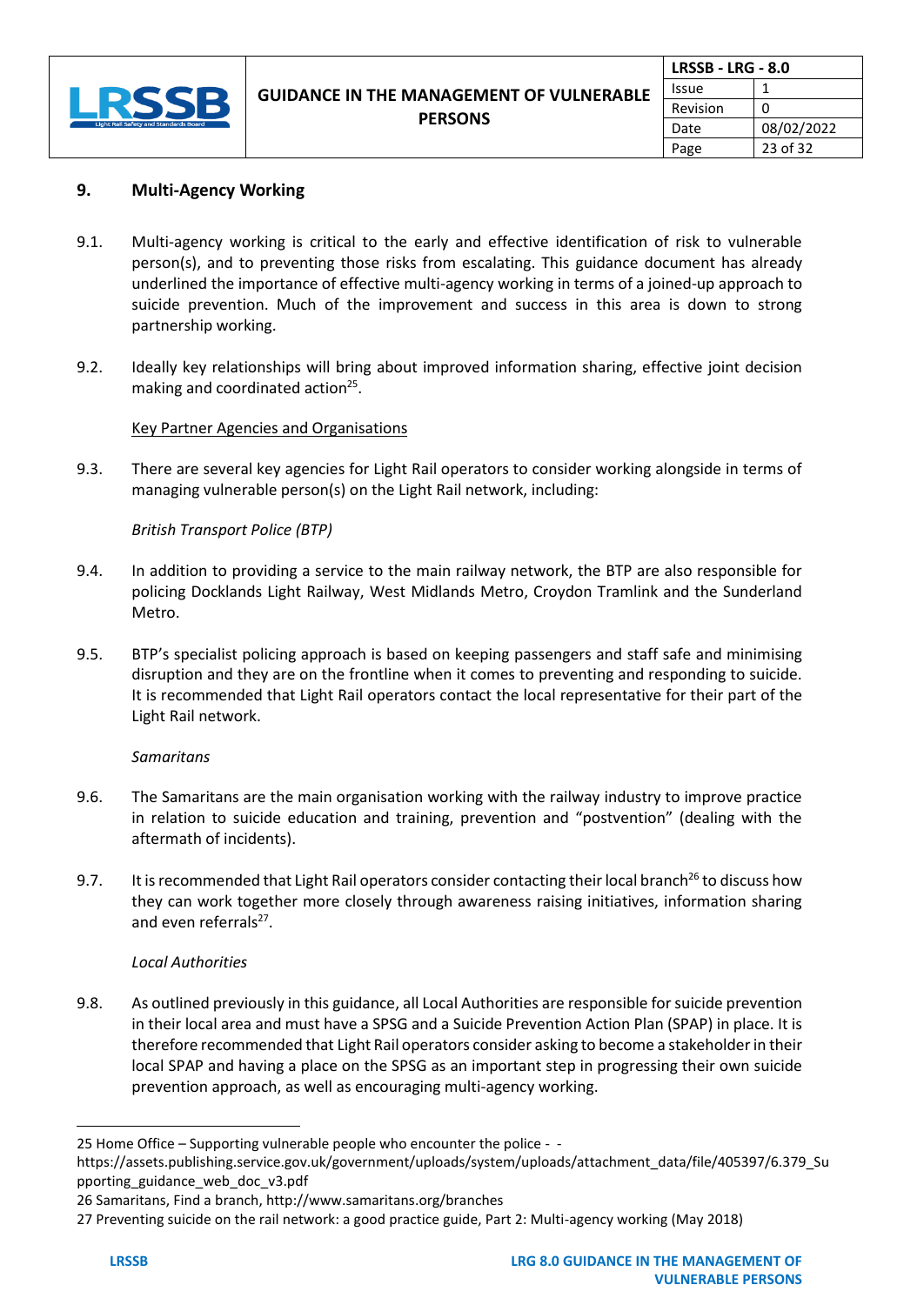## 9. Multi-Agency Working

9.1. Multi-agency working is critical to the early and effective identification of risk to vulnerable person(s), and to preventing those risks from escalating. This guidance document has already underlined the importance of effective multi-agency working in terms of a joined-up approach to suicide prevention. Much of the improvement and success in this area is down to strong partnership working.

9.2. Ideally key relationships will bring about improved information sharing, effective joint decision making and coordinated action[25].

Key Partner Agencies and Organisations

9.3. There are several key agencies for Light Rail operators to consider working alongside in terms of managing vulnerable person(s) on the Light Rail network, including:

*British Transport Police (BTP)*

9.4. In addition to providing a service to the main railway network, the BTP are also responsible for policing Docklands Light Railway, West Midlands Metro, Croydon Tramlink and the Sunderland Metro.

9.5. BTP's specialist policing approach is based on keeping passengers and staff safe and minimising disruption and they are on the frontline when it comes to preventing and responding to suicide. It is recommended that Light Rail operators contact the local representative for their part of the Light Rail network.

*Samaritans*

9.6. The Samaritans are the main organisation working with the railway industry to improve practice in relation to suicide education and training, prevention and "postvention" (dealing with the aftermath of incidents).

9.7. It is recommended that Light Rail operators consider contacting their local branch[26] to discuss how they can work together more closely through awareness raising initiatives, information sharing and even referrals[27].

*Local Authorities*

9.8. As outlined previously in this guidance, all Local Authorities are responsible for suicide prevention in their local area and must have a SPSG and a Suicide Prevention Action Plan (SPAP) in place. It is therefore recommended that Light Rail operators consider asking to become a stakeholder in their local SPAP and having a place on the SPSG as an important step in progressing their own suicide prevention approach, as well as encouraging multi-agency working.

---

25 Home Office – Supporting vulnerable people who encounter the police - - https://assets.publishing.service.gov.uk/government/uploads/system/uploads/attachment_data/file/405397/6.379_Supporting_guidance_web_doc_v3.pdf

26 Samaritans, Find a branch, http://www.samaritans.org/branches

27 Preventing suicide on the rail network: a good practice guide, Part 2: Multi-agency working (May 2018)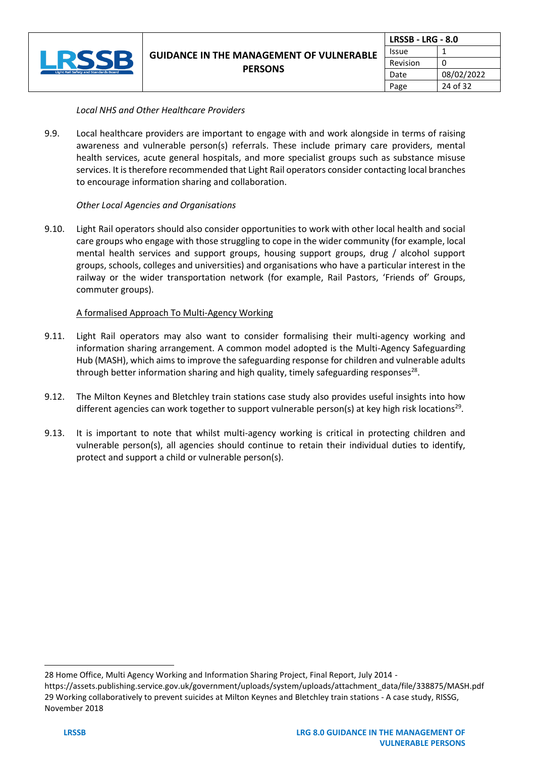*Local NHS and Other Healthcare Providers*

9.9. Local healthcare providers are important to engage with and work alongside in terms of raising awareness and vulnerable person(s) referrals. These include primary care providers, mental health services, acute general hospitals, and more specialist groups such as substance misuse services. It is therefore recommended that Light Rail operators consider contacting local branches to encourage information sharing and collaboration.

*Other Local Agencies and Organisations*

9.10. Light Rail operators should also consider opportunities to work with other local health and social care groups who engage with those struggling to cope in the wider community (for example, local mental health services and support groups, housing support groups, drug / alcohol support groups, schools, colleges and universities) and organisations who have a particular interest in the railway or the wider transportation network (for example, Rail Pastors, 'Friends of' Groups, commuter groups).

<u>A formalised Approach To Multi-Agency Working</u>

9.11. Light Rail operators may also want to consider formalising their multi-agency working and information sharing arrangement. A common model adopted is the Multi-Agency Safeguarding Hub (MASH), which aims to improve the safeguarding response for children and vulnerable adults through better information sharing and high quality, timely safeguarding responses[28].

9.12. The Milton Keynes and Bletchley train stations case study also provides useful insights into how different agencies can work together to support vulnerable person(s) at key high risk locations[29].

9.13. It is important to note that whilst multi-agency working is critical in protecting children and vulnerable person(s), all agencies should continue to retain their individual duties to identify, protect and support a child or vulnerable person(s).

---

28 Home Office, Multi Agency Working and Information Sharing Project, Final Report, July 2014 - https://assets.publishing.service.gov.uk/government/uploads/system/uploads/attachment_data/file/338875/MASH.pdf

29 Working collaboratively to prevent suicides at Milton Keynes and Bletchley train stations - A case study, RISSG, November 2018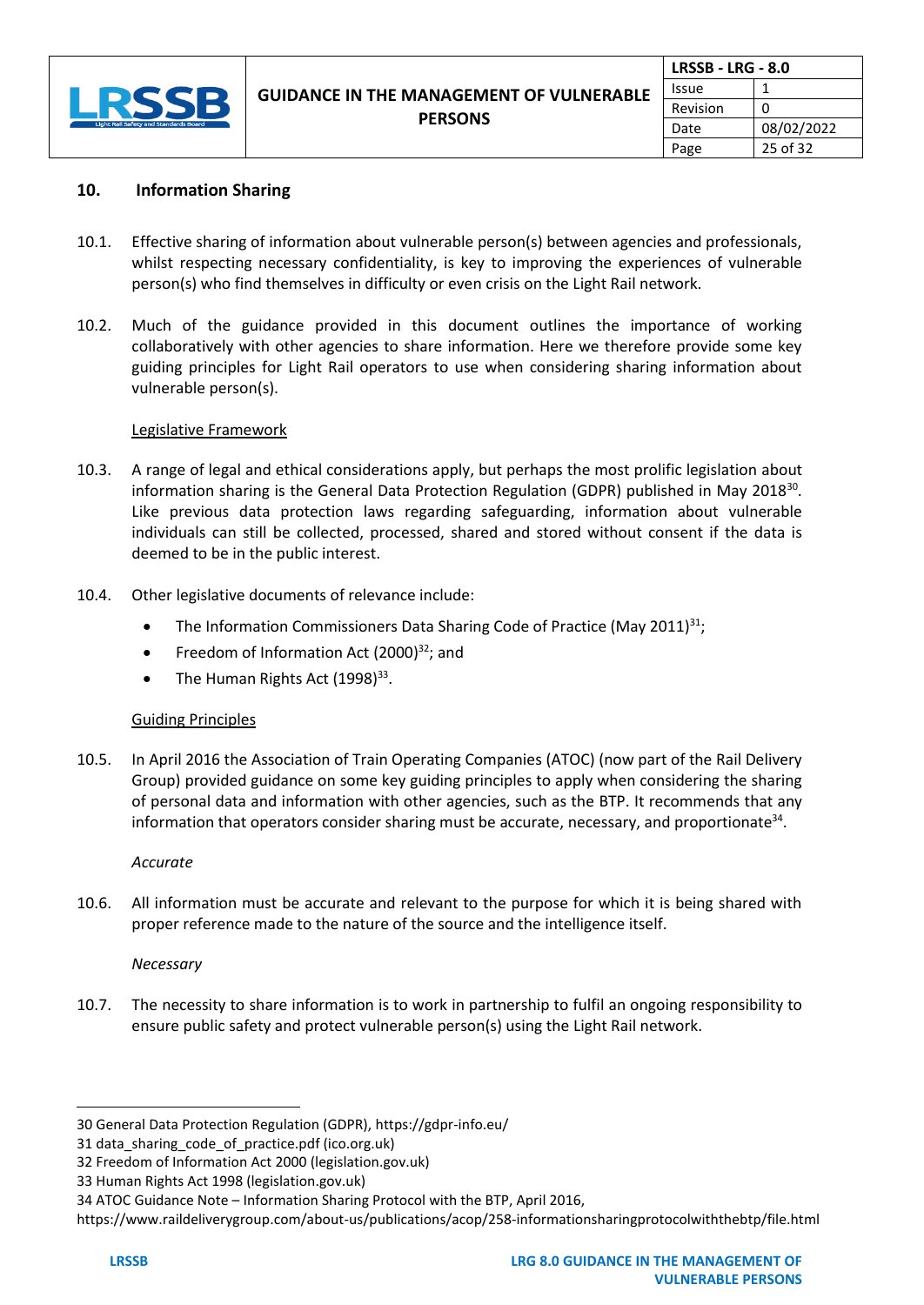## 10. Information Sharing

10.1. Effective sharing of information about vulnerable person(s) between agencies and professionals, whilst respecting necessary confidentiality, is key to improving the experiences of vulnerable person(s) who find themselves in difficulty or even crisis on the Light Rail network.

10.2. Much of the guidance provided in this document outlines the importance of working collaboratively with other agencies to share information. Here we therefore provide some key guiding principles for Light Rail operators to use when considering sharing information about vulnerable person(s).

<u>Legislative Framework</u>

10.3. A range of legal and ethical considerations apply, but perhaps the most prolific legislation about information sharing is the General Data Protection Regulation (GDPR) published in May 2018[30]. Like previous data protection laws regarding safeguarding, information about vulnerable individuals can still be collected, processed, shared and stored without consent if the data is deemed to be in the public interest.

10.4. Other legislative documents of relevance include:

- The Information Commissioners Data Sharing Code of Practice (May 2011)[31];
- Freedom of Information Act (2000)[32]; and
- The Human Rights Act (1998)[33].

<u>Guiding Principles</u>

10.5. In April 2016 the Association of Train Operating Companies (ATOC) (now part of the Rail Delivery Group) provided guidance on some key guiding principles to apply when considering the sharing of personal data and information with other agencies, such as the BTP. It recommends that any information that operators consider sharing must be accurate, necessary, and proportionate[34].

*Accurate*

10.6. All information must be accurate and relevant to the purpose for which it is being shared with proper reference made to the nature of the source and the intelligence itself.

*Necessary*

10.7. The necessity to share information is to work in partnership to fulfil an ongoing responsibility to ensure public safety and protect vulnerable person(s) using the Light Rail network.

---

30 General Data Protection Regulation (GDPR), https://gdpr-info.eu/

31 data_sharing_code_of_practice.pdf (ico.org.uk)

32 Freedom of Information Act 2000 (legislation.gov.uk)

33 Human Rights Act 1998 (legislation.gov.uk)

34 ATOC Guidance Note – Information Sharing Protocol with the BTP, April 2016, https://www.raildeliverygroup.com/about-us/publications/acop/258-informationsharingprotocolwiththebtp/file.html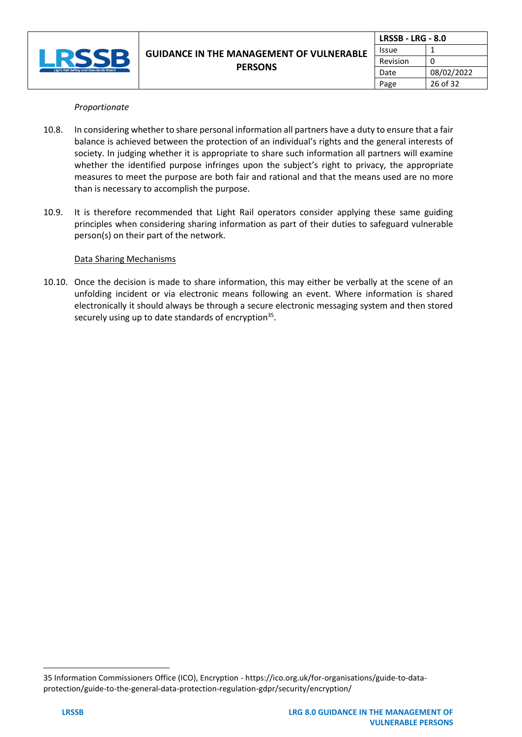*Proportionate*

10.8. In considering whether to share personal information all partners have a duty to ensure that a fair balance is achieved between the protection of an individual's rights and the general interests of society. In judging whether it is appropriate to share such information all partners will examine whether the identified purpose infringes upon the subject's right to privacy, the appropriate measures to meet the purpose are both fair and rational and that the means used are no more than is necessary to accomplish the purpose.

10.9. It is therefore recommended that Light Rail operators consider applying these same guiding principles when considering sharing information as part of their duties to safeguard vulnerable person(s) on their part of the network.

Data Sharing Mechanisms

10.10. Once the decision is made to share information, this may either be verbally at the scene of an unfolding incident or via electronic means following an event. Where information is shared electronically it should always be through a secure electronic messaging system and then stored securely using up to date standards of encryption[35].

---

35 Information Commissioners Office (ICO), Encryption - https://ico.org.uk/for-organisations/guide-to-data-protection/guide-to-the-general-data-protection-regulation-gdpr/security/encryption/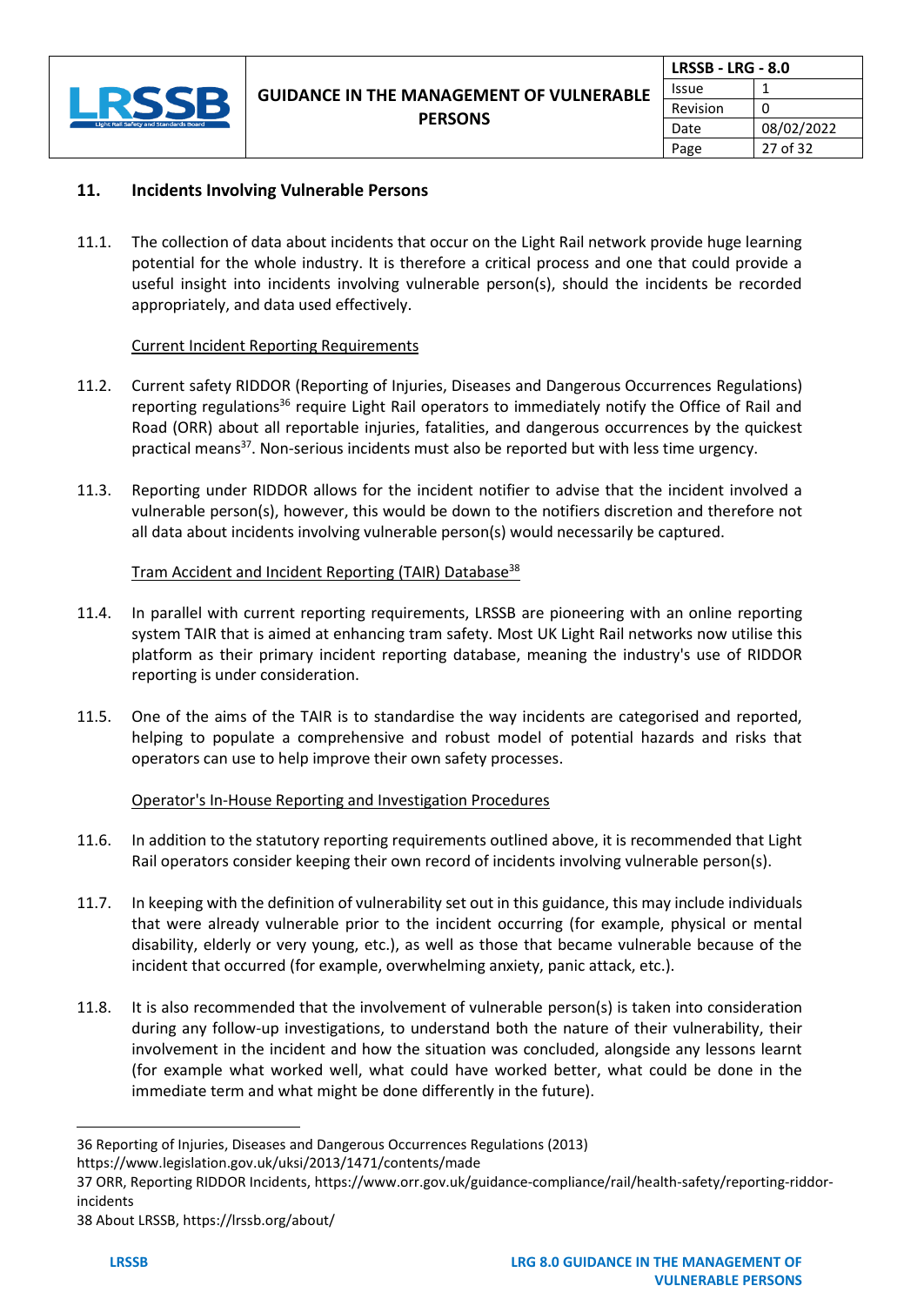## 11. Incidents Involving Vulnerable Persons

11.1. The collection of data about incidents that occur on the Light Rail network provide huge learning potential for the whole industry. It is therefore a critical process and one that could provide a useful insight into incidents involving vulnerable person(s), should the incidents be recorded appropriately, and data used effectively.

Current Incident Reporting Requirements

11.2. Current safety RIDDOR (Reporting of Injuries, Diseases and Dangerous Occurrences Regulations) reporting regulations[36] require Light Rail operators to immediately notify the Office of Rail and Road (ORR) about all reportable injuries, fatalities, and dangerous occurrences by the quickest practical means[37]. Non-serious incidents must also be reported but with less time urgency.

11.3. Reporting under RIDDOR allows for the incident notifier to advise that the incident involved a vulnerable person(s), however, this would be down to the notifiers discretion and therefore not all data about incidents involving vulnerable person(s) would necessarily be captured.

Tram Accident and Incident Reporting (TAIR) Database[38]

11.4. In parallel with current reporting requirements, LRSSB are pioneering with an online reporting system TAIR that is aimed at enhancing tram safety. Most UK Light Rail networks now utilise this platform as their primary incident reporting database, meaning the industry's use of RIDDOR reporting is under consideration.

11.5. One of the aims of the TAIR is to standardise the way incidents are categorised and reported, helping to populate a comprehensive and robust model of potential hazards and risks that operators can use to help improve their own safety processes.

Operator's In-House Reporting and Investigation Procedures

11.6. In addition to the statutory reporting requirements outlined above, it is recommended that Light Rail operators consider keeping their own record of incidents involving vulnerable person(s).

11.7. In keeping with the definition of vulnerability set out in this guidance, this may include individuals that were already vulnerable prior to the incident occurring (for example, physical or mental disability, elderly or very young, etc.), as well as those that became vulnerable because of the incident that occurred (for example, overwhelming anxiety, panic attack, etc.).

11.8. It is also recommended that the involvement of vulnerable person(s) is taken into consideration during any follow-up investigations, to understand both the nature of their vulnerability, their involvement in the incident and how the situation was concluded, alongside any lessons learnt (for example what worked well, what could have worked better, what could be done in the immediate term and what might be done differently in the future).

---

36 Reporting of Injuries, Diseases and Dangerous Occurrences Regulations (2013) https://www.legislation.gov.uk/uksi/2013/1471/contents/made

37 ORR, Reporting RIDDOR Incidents, https://www.orr.gov.uk/guidance-compliance/rail/health-safety/reporting-riddor-incidents

38 About LRSSB, https://lrssb.org/about/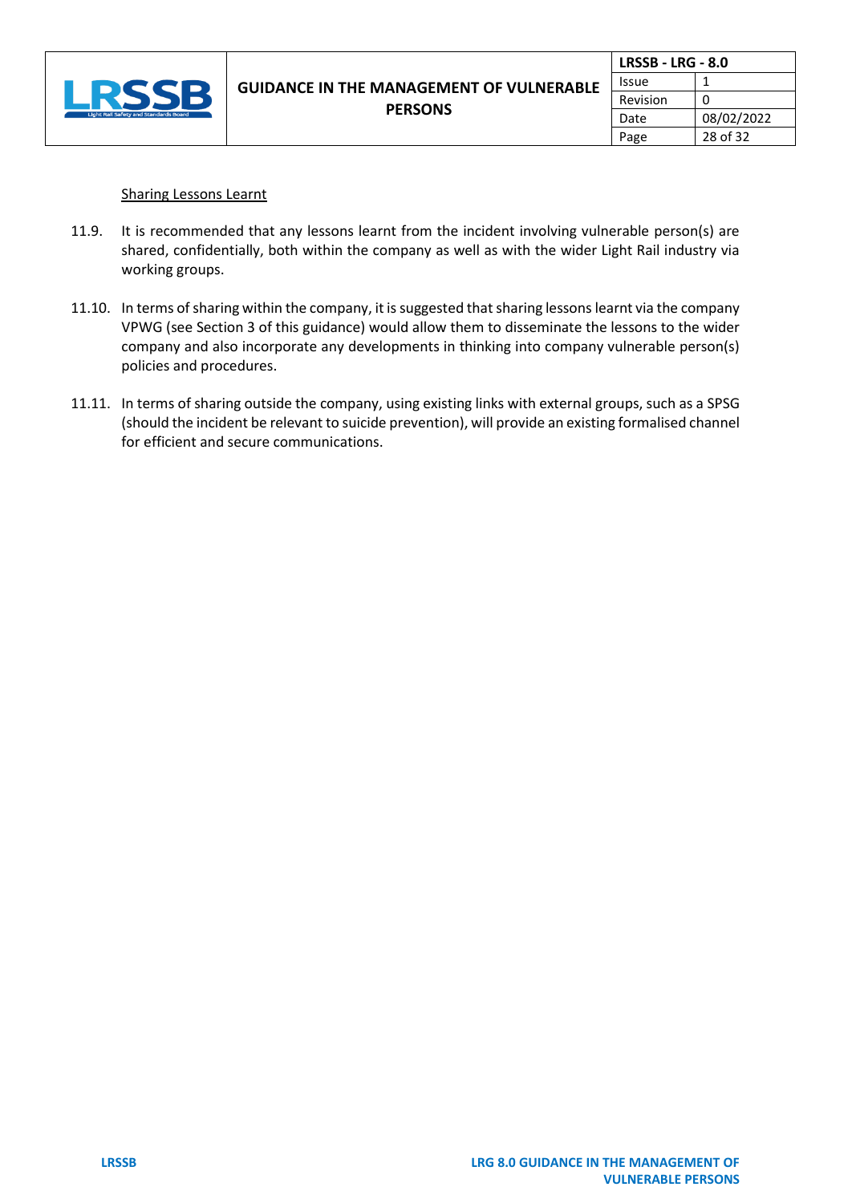Sharing Lessons Learnt

11.9. It is recommended that any lessons learnt from the incident involving vulnerable person(s) are shared, confidentially, both within the company as well as with the wider Light Rail industry via working groups.

11.10. In terms of sharing within the company, it is suggested that sharing lessons learnt via the company VPWG (see Section 3 of this guidance) would allow them to disseminate the lessons to the wider company and also incorporate any developments in thinking into company vulnerable person(s) policies and procedures.

11.11. In terms of sharing outside the company, using existing links with external groups, such as a SPSG (should the incident be relevant to suicide prevention), will provide an existing formalised channel for efficient and secure communications.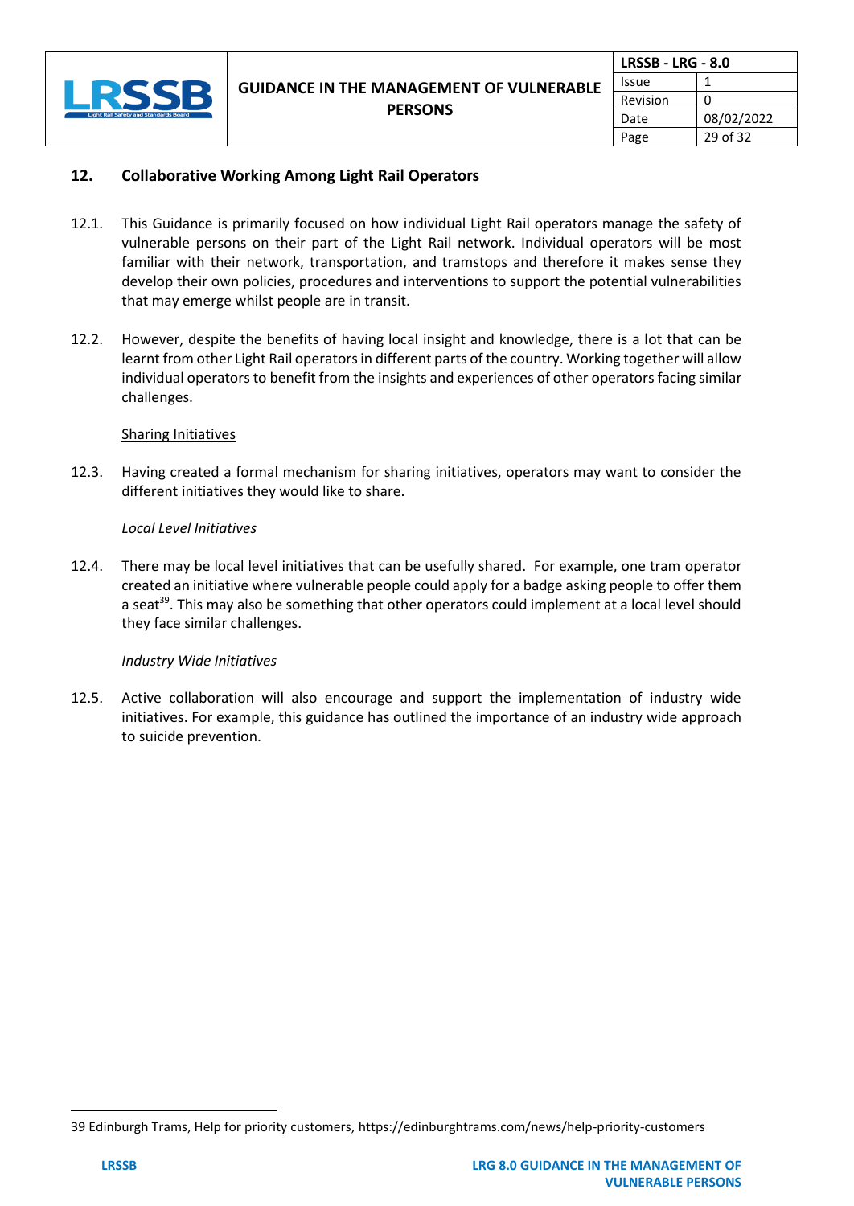## 12. Collaborative Working Among Light Rail Operators

12.1. This Guidance is primarily focused on how individual Light Rail operators manage the safety of vulnerable persons on their part of the Light Rail network. Individual operators will be most familiar with their network, transportation, and tramstops and therefore it makes sense they develop their own policies, procedures and interventions to support the potential vulnerabilities that may emerge whilst people are in transit.

12.2. However, despite the benefits of having local insight and knowledge, there is a lot that can be learnt from other Light Rail operators in different parts of the country. Working together will allow individual operators to benefit from the insights and experiences of other operators facing similar challenges.

<u>Sharing Initiatives</u>

12.3. Having created a formal mechanism for sharing initiatives, operators may want to consider the different initiatives they would like to share.

*Local Level Initiatives*

12.4. There may be local level initiatives that can be usefully shared. For example, one tram operator created an initiative where vulnerable people could apply for a badge asking people to offer them a seat[39]. This may also be something that other operators could implement at a local level should they face similar challenges.

*Industry Wide Initiatives*

12.5. Active collaboration will also encourage and support the implementation of industry wide initiatives. For example, this guidance has outlined the importance of an industry wide approach to suicide prevention.

---

39 Edinburgh Trams, Help for priority customers, https://edinburghtrams.com/news/help-priority-customers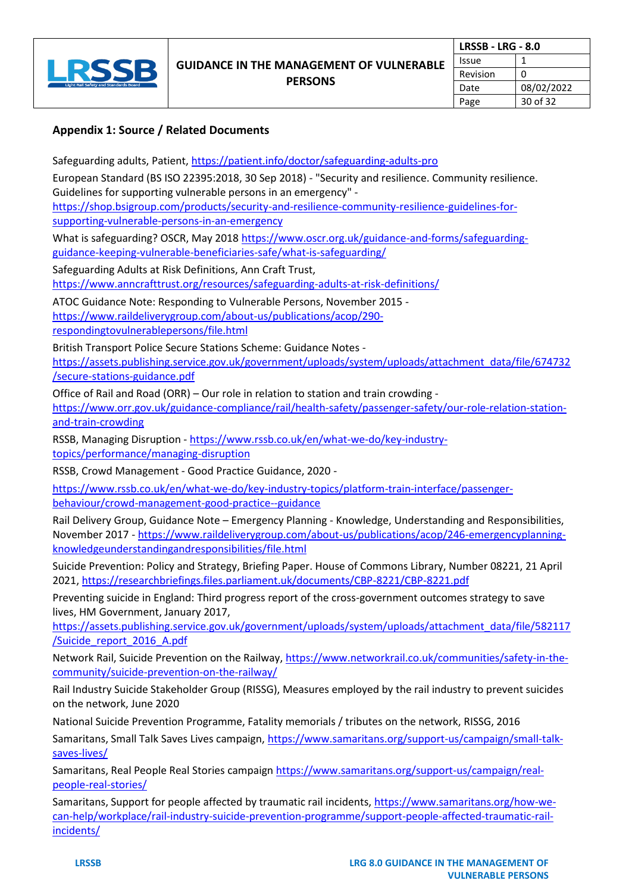## Appendix 1: Source / Related Documents

Safeguarding adults, Patient, https://patient.info/doctor/safeguarding-adults-pro

European Standard (BS ISO 22395:2018, 30 Sep 2018) - "Security and resilience. Community resilience. Guidelines for supporting vulnerable persons in an emergency" - https://shop.bsigroup.com/products/security-and-resilience-community-resilience-guidelines-for-supporting-vulnerable-persons-in-an-emergency

What is safeguarding? OSCR, May 2018 https://www.oscr.org.uk/guidance-and-forms/safeguarding-guidance-keeping-vulnerable-beneficiaries-safe/what-is-safeguarding/

Safeguarding Adults at Risk Definitions, Ann Craft Trust, https://www.anncrafttrust.org/resources/safeguarding-adults-at-risk-definitions/

ATOC Guidance Note: Responding to Vulnerable Persons, November 2015 - https://www.raildeliverygroup.com/about-us/publications/acop/290-respondingtovulnerablepersons/file.html

British Transport Police Secure Stations Scheme: Guidance Notes - https://assets.publishing.service.gov.uk/government/uploads/system/uploads/attachment_data/file/674732/secure-stations-guidance.pdf

Office of Rail and Road (ORR) – Our role in relation to station and train crowding - https://www.orr.gov.uk/guidance-compliance/rail/health-safety/passenger-safety/our-role-relation-station-and-train-crowding

RSSB, Managing Disruption - https://www.rssb.co.uk/en/what-we-do/key-industry-topics/performance/managing-disruption

RSSB, Crowd Management - Good Practice Guidance, 2020 -

https://www.rssb.co.uk/en/what-we-do/key-industry-topics/platform-train-interface/passenger-behaviour/crowd-management-good-practice--guidance

Rail Delivery Group, Guidance Note – Emergency Planning - Knowledge, Understanding and Responsibilities, November 2017 - https://www.raildeliverygroup.com/about-us/publications/acop/246-emergencyplanning-knowledgeunderstandingandresponsibilities/file.html

Suicide Prevention: Policy and Strategy, Briefing Paper. House of Commons Library, Number 08221, 21 April 2021, https://researchbriefings.files.parliament.uk/documents/CBP-8221/CBP-8221.pdf

Preventing suicide in England: Third progress report of the cross-government outcomes strategy to save lives, HM Government, January 2017, https://assets.publishing.service.gov.uk/government/uploads/system/uploads/attachment_data/file/582117/Suicide_report_2016_A.pdf

Network Rail, Suicide Prevention on the Railway, https://www.networkrail.co.uk/communities/safety-in-the-community/suicide-prevention-on-the-railway/

Rail Industry Suicide Stakeholder Group (RISSG), Measures employed by the rail industry to prevent suicides on the network, June 2020

National Suicide Prevention Programme, Fatality memorials / tributes on the network, RISSG, 2016

Samaritans, Small Talk Saves Lives campaign, https://www.samaritans.org/support-us/campaign/small-talk-saves-lives/

Samaritans, Real People Real Stories campaign https://www.samaritans.org/support-us/campaign/real-people-real-stories/

Samaritans, Support for people affected by traumatic rail incidents, https://www.samaritans.org/how-we-can-help/workplace/rail-industry-suicide-prevention-programme/support-people-affected-traumatic-rail-incidents/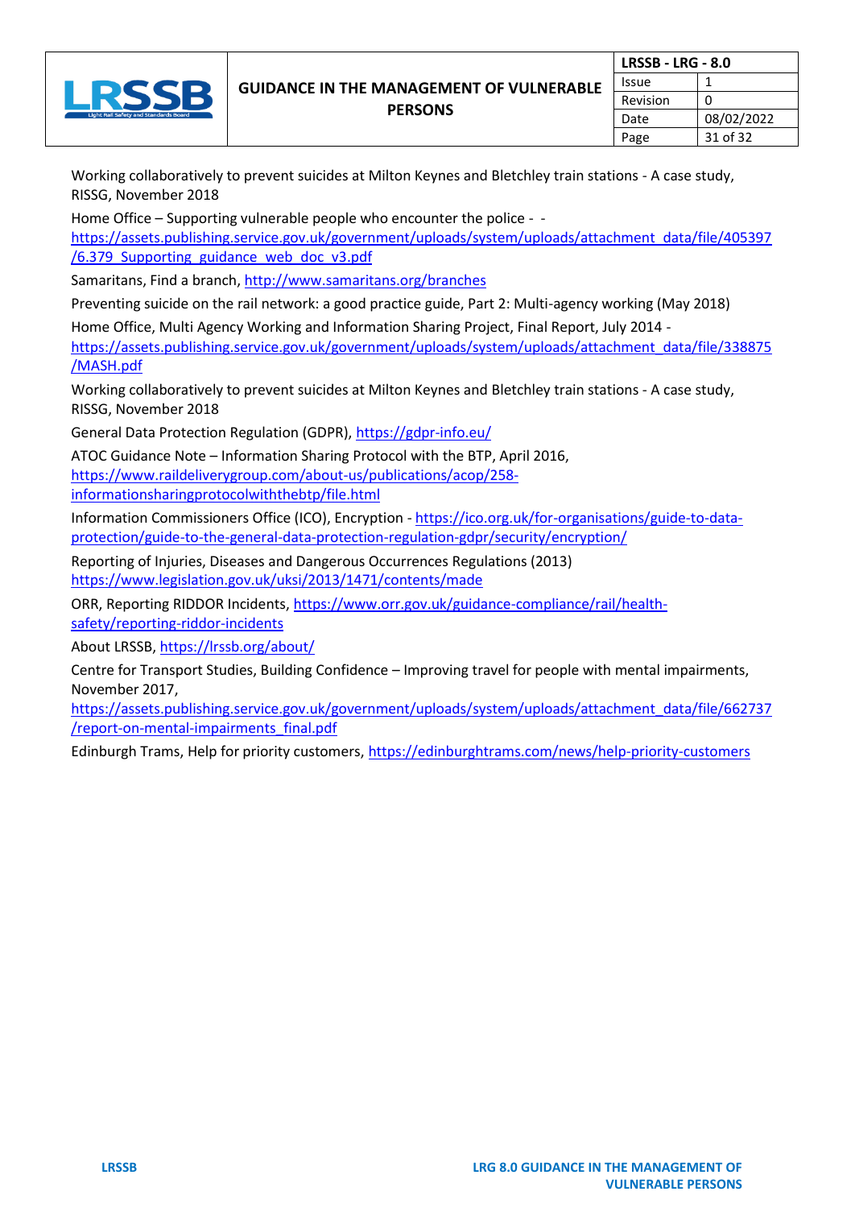Working collaboratively to prevent suicides at Milton Keynes and Bletchley train stations - A case study, RISSG, November 2018

Home Office – Supporting vulnerable people who encounter the police - - https://assets.publishing.service.gov.uk/government/uploads/system/uploads/attachment_data/file/405397/6.379_Supporting_guidance_web_doc_v3.pdf

Samaritans, Find a branch, http://www.samaritans.org/branches

Preventing suicide on the rail network: a good practice guide, Part 2: Multi-agency working (May 2018)

Home Office, Multi Agency Working and Information Sharing Project, Final Report, July 2014 - https://assets.publishing.service.gov.uk/government/uploads/system/uploads/attachment_data/file/338875/MASH.pdf

Working collaboratively to prevent suicides at Milton Keynes and Bletchley train stations - A case study, RISSG, November 2018

General Data Protection Regulation (GDPR), https://gdpr-info.eu/

ATOC Guidance Note – Information Sharing Protocol with the BTP, April 2016, https://www.raildeliverygroup.com/about-us/publications/acop/258-informationsharingprotocolwiththebtp/file.html

Information Commissioners Office (ICO), Encryption - https://ico.org.uk/for-organisations/guide-to-data-protection/guide-to-the-general-data-protection-regulation-gdpr/security/encryption/

Reporting of Injuries, Diseases and Dangerous Occurrences Regulations (2013) https://www.legislation.gov.uk/uksi/2013/1471/contents/made

ORR, Reporting RIDDOR Incidents, https://www.orr.gov.uk/guidance-compliance/rail/health-safety/reporting-riddor-incidents

About LRSSB, https://lrssb.org/about/

Centre for Transport Studies, Building Confidence – Improving travel for people with mental impairments, November 2017, https://assets.publishing.service.gov.uk/government/uploads/system/uploads/attachment_data/file/662737/report-on-mental-impairments_final.pdf

Edinburgh Trams, Help for priority customers, https://edinburghtrams.com/news/help-priority-customers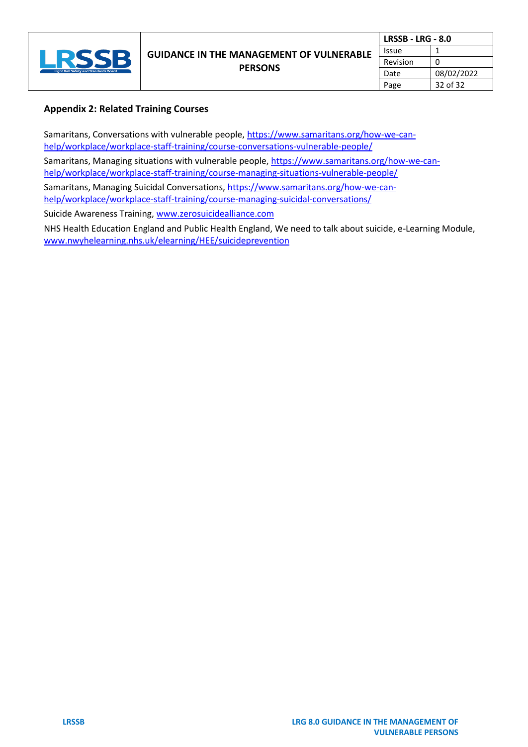## Appendix 2: Related Training Courses

Samaritans, Conversations with vulnerable people, https://www.samaritans.org/how-we-can-help/workplace/workplace-staff-training/course-conversations-vulnerable-people/

Samaritans, Managing situations with vulnerable people, https://www.samaritans.org/how-we-can-help/workplace/workplace-staff-training/course-managing-situations-vulnerable-people/

Samaritans, Managing Suicidal Conversations, https://www.samaritans.org/how-we-can-help/workplace/workplace-staff-training/course-managing-suicidal-conversations/

Suicide Awareness Training, www.zerosuicidealliance.com

NHS Health Education England and Public Health England, We need to talk about suicide, e-Learning Module, www.nwyhelearning.nhs.uk/elearning/HEE/suicideprevention